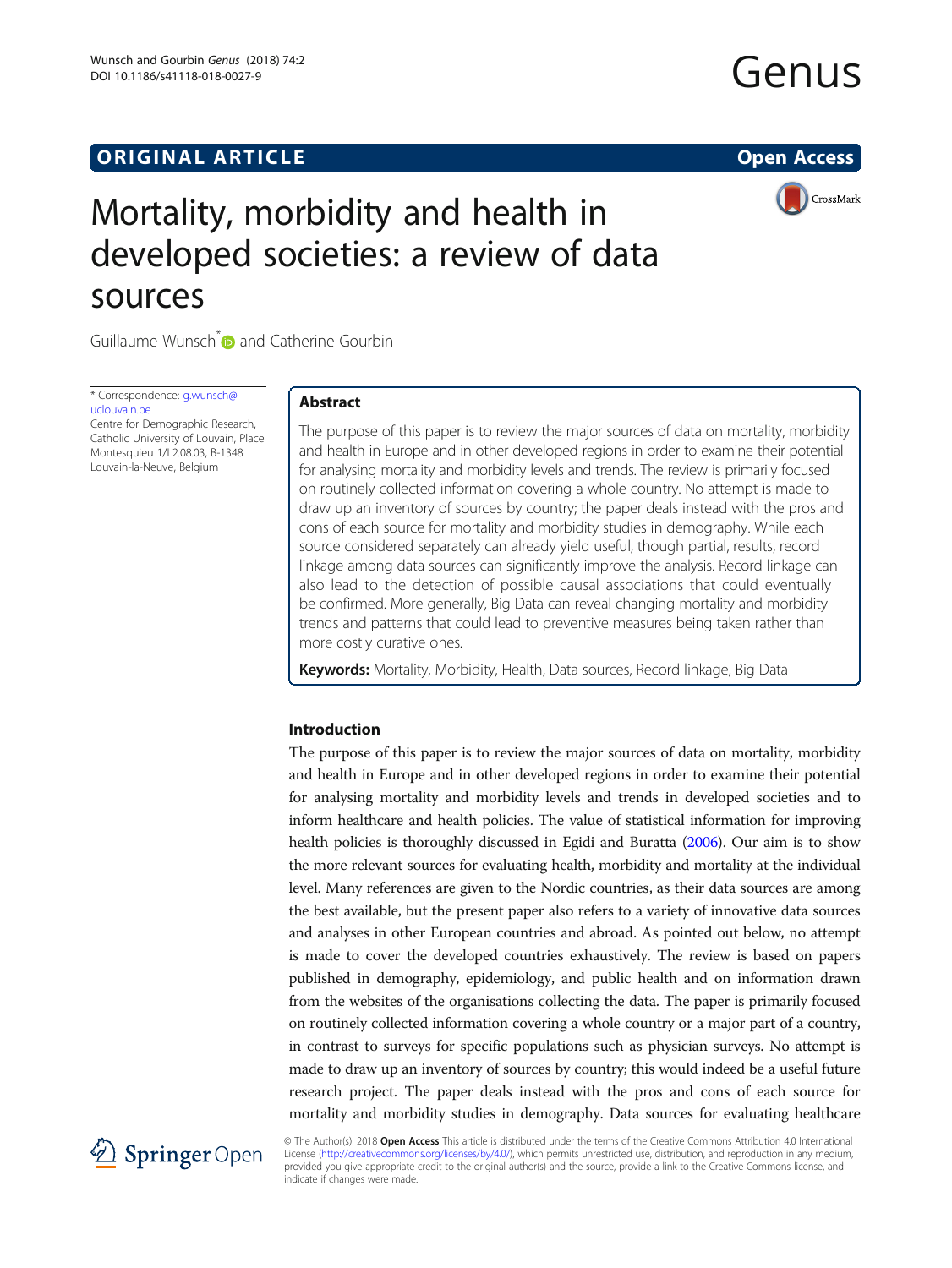ORIGINAL ARTICLE

Open Access

# Mortality, morbidity and health in developed societies: a review of data sources

Guillaume Wunsch* and Catherine Gourbin

* Correspondence: g.wunsch@uclouvain.be
Centre for Demographic Research, Catholic University of Louvain, Place Montesquieu 1/L2.08.03, B-1348 Louvain-la-Neuve, Belgium

## Abstract

The purpose of this paper is to review the major sources of data on mortality, morbidity and health in Europe and in other developed regions in order to examine their potential for analysing mortality and morbidity levels and trends. The review is primarily focused on routinely collected information covering a whole country. No attempt is made to draw up an inventory of sources by country; the paper deals instead with the pros and cons of each source for mortality and morbidity studies in demography. While each source considered separately can already yield useful, though partial, results, record linkage among data sources can significantly improve the analysis. Record linkage can also lead to the detection of possible causal associations that could eventually be confirmed. More generally, Big Data can reveal changing mortality and morbidity trends and patterns that could lead to preventive measures being taken rather than more costly curative ones.

**Keywords:** Mortality, Morbidity, Health, Data sources, Record linkage, Big Data

## Introduction

The purpose of this paper is to review the major sources of data on mortality, morbidity and health in Europe and in other developed regions in order to examine their potential for analysing mortality and morbidity levels and trends in developed societies and to inform healthcare and health policies. The value of statistical information for improving health policies is thoroughly discussed in Egidi and Buratta (2006). Our aim is to show the more relevant sources for evaluating health, morbidity and mortality at the individual level. Many references are given to the Nordic countries, as their data sources are among the best available, but the present paper also refers to a variety of innovative data sources and analyses in other European countries and abroad. As pointed out below, no attempt is made to cover the developed countries exhaustively. The review is based on papers published in demography, epidemiology, and public health and on information drawn from the websites of the organisations collecting the data. The paper is primarily focused on routinely collected information covering a whole country or a major part of a country, in contrast to surveys for specific populations such as physician surveys. No attempt is made to draw up an inventory of sources by country; this would indeed be a useful future research project. The paper deals instead with the pros and cons of each source for mortality and morbidity studies in demography. Data sources for evaluating healthcare

© The Author(s). 2018 **Open Access** This article is distributed under the terms of the Creative Commons Attribution 4.0 International License (http://creativecommons.org/licenses/by/4.0/), which permits unrestricted use, distribution, and reproduction in any medium, provided you give appropriate credit to the original author(s) and the source, provide a link to the Creative Commons license, and indicate if changes were made.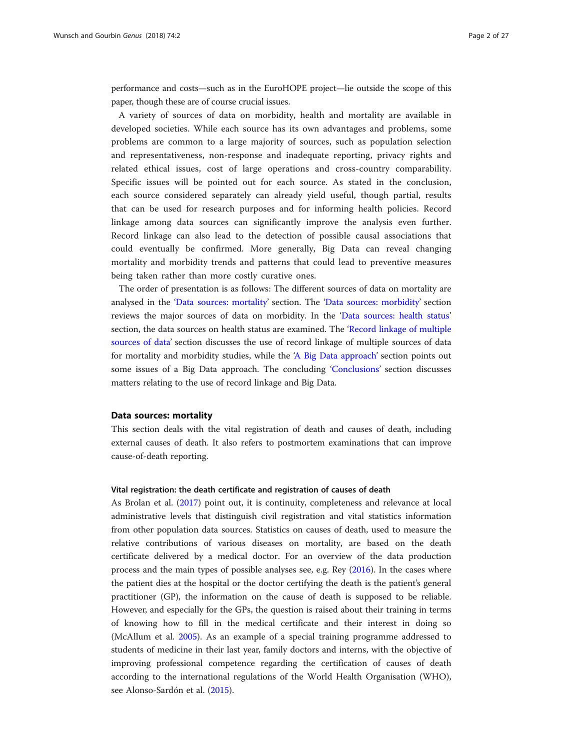performance and costs—such as in the EuroHOPE project—lie outside the scope of this paper, though these are of course crucial issues.

A variety of sources of data on morbidity, health and mortality are available in developed societies. While each source has its own advantages and problems, some problems are common to a large majority of sources, such as population selection and representativeness, non-response and inadequate reporting, privacy rights and related ethical issues, cost of large operations and cross-country comparability. Specific issues will be pointed out for each source. As stated in the conclusion, each source considered separately can already yield useful, though partial, results that can be used for research purposes and for informing health policies. Record linkage among data sources can significantly improve the analysis even further. Record linkage can also lead to the detection of possible causal associations that could eventually be confirmed. More generally, Big Data can reveal changing mortality and morbidity trends and patterns that could lead to preventive measures being taken rather than more costly curative ones.

The order of presentation is as follows: The different sources of data on mortality are analysed in the 'Data sources: mortality' section. The 'Data sources: morbidity' section reviews the major sources of data on morbidity. In the 'Data sources: health status' section, the data sources on health status are examined. The 'Record linkage of multiple sources of data' section discusses the use of record linkage of multiple sources of data for mortality and morbidity studies, while the 'A Big Data approach' section points out some issues of a Big Data approach. The concluding 'Conclusions' section discusses matters relating to the use of record linkage and Big Data.

## Data sources: mortality

This section deals with the vital registration of death and causes of death, including external causes of death. It also refers to postmortem examinations that can improve cause-of-death reporting.

### Vital registration: the death certificate and registration of causes of death

As Brolan et al. (2017) point out, it is continuity, completeness and relevance at local administrative levels that distinguish civil registration and vital statistics information from other population data sources. Statistics on causes of death, used to measure the relative contributions of various diseases on mortality, are based on the death certificate delivered by a medical doctor. For an overview of the data production process and the main types of possible analyses see, e.g. Rey (2016). In the cases where the patient dies at the hospital or the doctor certifying the death is the patient's general practitioner (GP), the information on the cause of death is supposed to be reliable. However, and especially for the GPs, the question is raised about their training in terms of knowing how to fill in the medical certificate and their interest in doing so (McAllum et al. 2005). As an example of a special training programme addressed to students of medicine in their last year, family doctors and interns, with the objective of improving professional competence regarding the certification of causes of death according to the international regulations of the World Health Organisation (WHO), see Alonso-Sardón et al. (2015).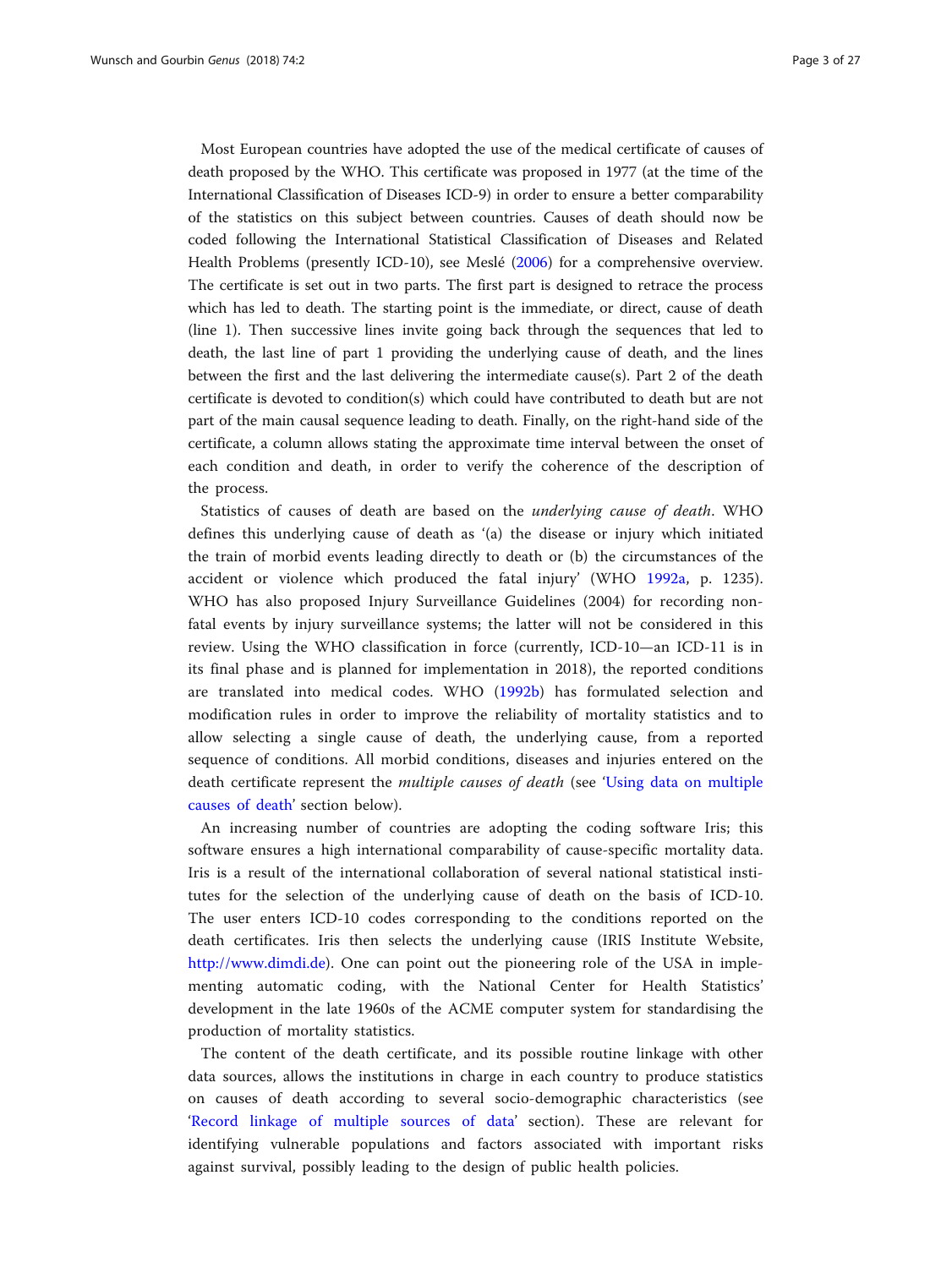Most European countries have adopted the use of the medical certificate of causes of death proposed by the WHO. This certificate was proposed in 1977 (at the time of the International Classification of Diseases ICD-9) in order to ensure a better comparability of the statistics on this subject between countries. Causes of death should now be coded following the International Statistical Classification of Diseases and Related Health Problems (presently ICD-10), see Meslé (2006) for a comprehensive overview. The certificate is set out in two parts. The first part is designed to retrace the process which has led to death. The starting point is the immediate, or direct, cause of death (line 1). Then successive lines invite going back through the sequences that led to death, the last line of part 1 providing the underlying cause of death, and the lines between the first and the last delivering the intermediate cause(s). Part 2 of the death certificate is devoted to condition(s) which could have contributed to death but are not part of the main causal sequence leading to death. Finally, on the right-hand side of the certificate, a column allows stating the approximate time interval between the onset of each condition and death, in order to verify the coherence of the description of the process.

Statistics of causes of death are based on the *underlying cause of death*. WHO defines this underlying cause of death as '(a) the disease or injury which initiated the train of morbid events leading directly to death or (b) the circumstances of the accident or violence which produced the fatal injury' (WHO 1992a, p. 1235). WHO has also proposed Injury Surveillance Guidelines (2004) for recording non-fatal events by injury surveillance systems; the latter will not be considered in this review. Using the WHO classification in force (currently, ICD-10—an ICD-11 is in its final phase and is planned for implementation in 2018), the reported conditions are translated into medical codes. WHO (1992b) has formulated selection and modification rules in order to improve the reliability of mortality statistics and to allow selecting a single cause of death, the underlying cause, from a reported sequence of conditions. All morbid conditions, diseases and injuries entered on the death certificate represent the *multiple causes of death* (see 'Using data on multiple causes of death' section below).

An increasing number of countries are adopting the coding software Iris; this software ensures a high international comparability of cause-specific mortality data. Iris is a result of the international collaboration of several national statistical institutes for the selection of the underlying cause of death on the basis of ICD-10. The user enters ICD-10 codes corresponding to the conditions reported on the death certificates. Iris then selects the underlying cause (IRIS Institute Website, http://www.dimdi.de). One can point out the pioneering role of the USA in implementing automatic coding, with the National Center for Health Statistics' development in the late 1960s of the ACME computer system for standardising the production of mortality statistics.

The content of the death certificate, and its possible routine linkage with other data sources, allows the institutions in charge in each country to produce statistics on causes of death according to several socio-demographic characteristics (see 'Record linkage of multiple sources of data' section). These are relevant for identifying vulnerable populations and factors associated with important risks against survival, possibly leading to the design of public health policies.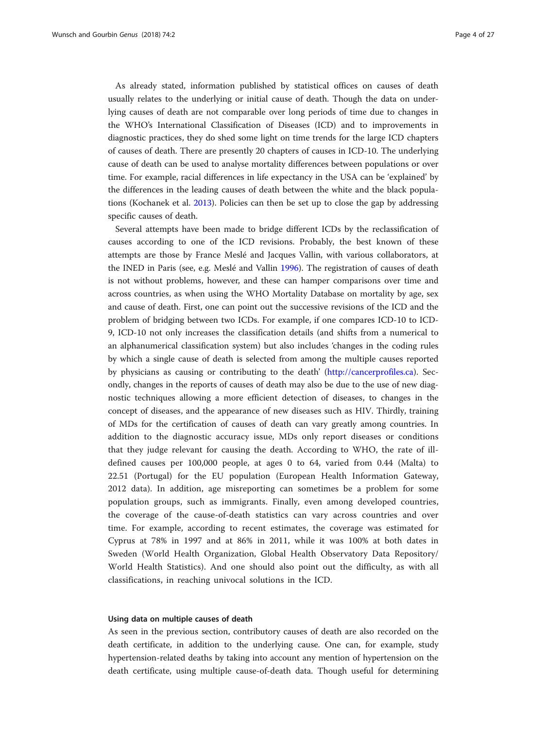As already stated, information published by statistical offices on causes of death usually relates to the underlying or initial cause of death. Though the data on underlying causes of death are not comparable over long periods of time due to changes in the WHO's International Classification of Diseases (ICD) and to improvements in diagnostic practices, they do shed some light on time trends for the large ICD chapters of causes of death. There are presently 20 chapters of causes in ICD-10. The underlying cause of death can be used to analyse mortality differences between populations or over time. For example, racial differences in life expectancy in the USA can be 'explained' by the differences in the leading causes of death between the white and the black populations (Kochanek et al. 2013). Policies can then be set up to close the gap by addressing specific causes of death.

Several attempts have been made to bridge different ICDs by the reclassification of causes according to one of the ICD revisions. Probably, the best known of these attempts are those by France Meslé and Jacques Vallin, with various collaborators, at the INED in Paris (see, e.g. Meslé and Vallin 1996). The registration of causes of death is not without problems, however, and these can hamper comparisons over time and across countries, as when using the WHO Mortality Database on mortality by age, sex and cause of death. First, one can point out the successive revisions of the ICD and the problem of bridging between two ICDs. For example, if one compares ICD-10 to ICD-9, ICD-10 not only increases the classification details (and shifts from a numerical to an alphanumerical classification system) but also includes 'changes in the coding rules by which a single cause of death is selected from among the multiple causes reported by physicians as causing or contributing to the death' (http://cancerprofiles.ca). Secondly, changes in the reports of causes of death may also be due to the use of new diagnostic techniques allowing a more efficient detection of diseases, to changes in the concept of diseases, and the appearance of new diseases such as HIV. Thirdly, training of MDs for the certification of causes of death can vary greatly among countries. In addition to the diagnostic accuracy issue, MDs only report diseases or conditions that they judge relevant for causing the death. According to WHO, the rate of ill-defined causes per 100,000 people, at ages 0 to 64, varied from 0.44 (Malta) to 22.51 (Portugal) for the EU population (European Health Information Gateway, 2012 data). In addition, age misreporting can sometimes be a problem for some population groups, such as immigrants. Finally, even among developed countries, the coverage of the cause-of-death statistics can vary across countries and over time. For example, according to recent estimates, the coverage was estimated for Cyprus at 78% in 1997 and at 86% in 2011, while it was 100% at both dates in Sweden (World Health Organization, Global Health Observatory Data Repository/World Health Statistics). And one should also point out the difficulty, as with all classifications, in reaching univocal solutions in the ICD.

#### Using data on multiple causes of death

As seen in the previous section, contributory causes of death are also recorded on the death certificate, in addition to the underlying cause. One can, for example, study hypertension-related deaths by taking into account any mention of hypertension on the death certificate, using multiple cause-of-death data. Though useful for determining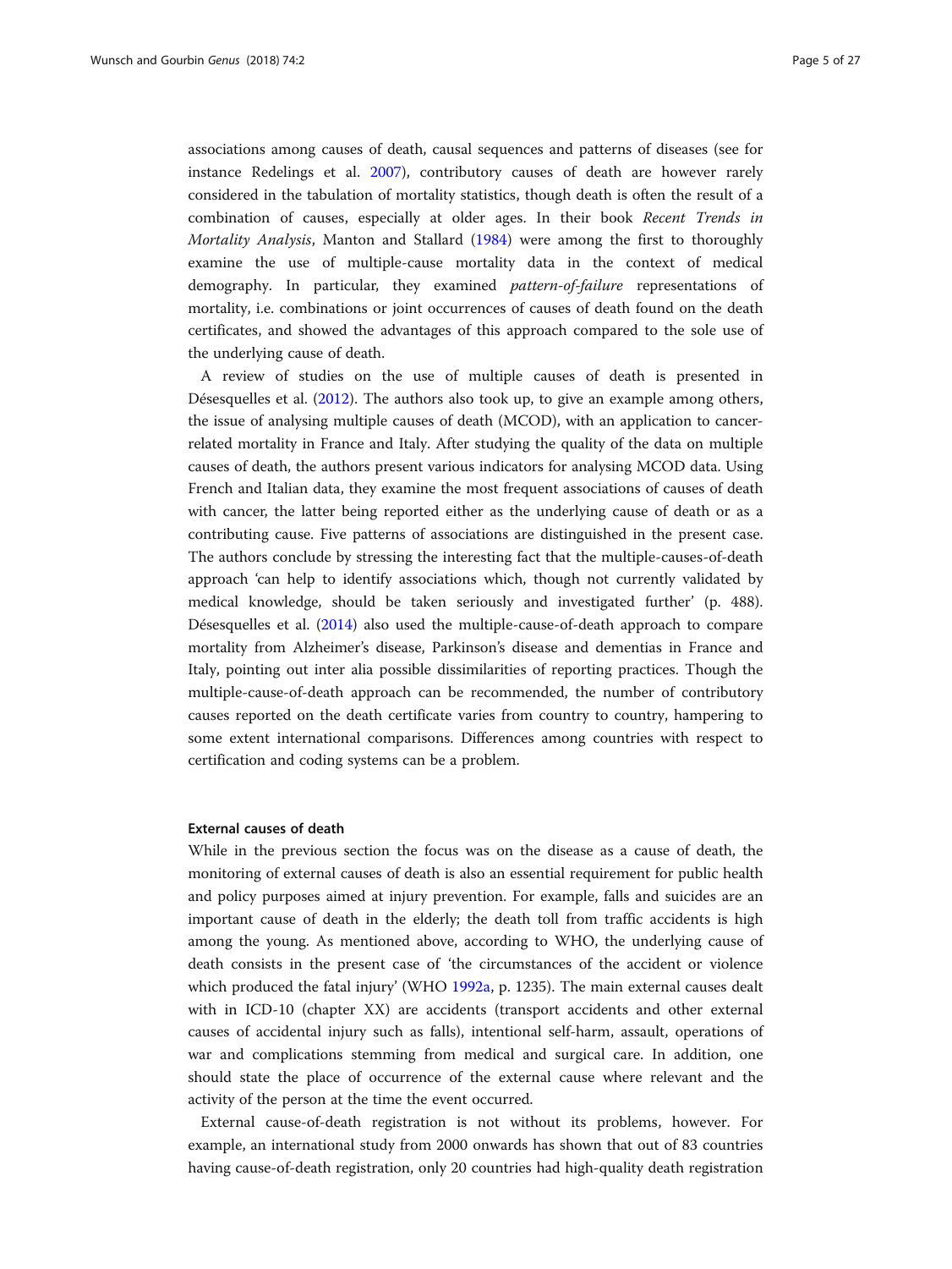associations among causes of death, causal sequences and patterns of diseases (see for instance Redelings et al. 2007), contributory causes of death are however rarely considered in the tabulation of mortality statistics, though death is often the result of a combination of causes, especially at older ages. In their book *Recent Trends in Mortality Analysis*, Manton and Stallard (1984) were among the first to thoroughly examine the use of multiple-cause mortality data in the context of medical demography. In particular, they examined *pattern-of-failure* representations of mortality, i.e. combinations or joint occurrences of causes of death found on the death certificates, and showed the advantages of this approach compared to the sole use of the underlying cause of death.

A review of studies on the use of multiple causes of death is presented in Désesquelles et al. (2012). The authors also took up, to give an example among others, the issue of analysing multiple causes of death (MCOD), with an application to cancer-related mortality in France and Italy. After studying the quality of the data on multiple causes of death, the authors present various indicators for analysing MCOD data. Using French and Italian data, they examine the most frequent associations of causes of death with cancer, the latter being reported either as the underlying cause of death or as a contributing cause. Five patterns of associations are distinguished in the present case. The authors conclude by stressing the interesting fact that the multiple-causes-of-death approach 'can help to identify associations which, though not currently validated by medical knowledge, should be taken seriously and investigated further' (p. 488). Désesquelles et al. (2014) also used the multiple-cause-of-death approach to compare mortality from Alzheimer's disease, Parkinson's disease and dementias in France and Italy, pointing out inter alia possible dissimilarities of reporting practices. Though the multiple-cause-of-death approach can be recommended, the number of contributory causes reported on the death certificate varies from country to country, hampering to some extent international comparisons. Differences among countries with respect to certification and coding systems can be a problem.

#### External causes of death

While in the previous section the focus was on the disease as a cause of death, the monitoring of external causes of death is also an essential requirement for public health and policy purposes aimed at injury prevention. For example, falls and suicides are an important cause of death in the elderly; the death toll from traffic accidents is high among the young. As mentioned above, according to WHO, the underlying cause of death consists in the present case of 'the circumstances of the accident or violence which produced the fatal injury' (WHO 1992a, p. 1235). The main external causes dealt with in ICD-10 (chapter XX) are accidents (transport accidents and other external causes of accidental injury such as falls), intentional self-harm, assault, operations of war and complications stemming from medical and surgical care. In addition, one should state the place of occurrence of the external cause where relevant and the activity of the person at the time the event occurred.

External cause-of-death registration is not without its problems, however. For example, an international study from 2000 onwards has shown that out of 83 countries having cause-of-death registration, only 20 countries had high-quality death registration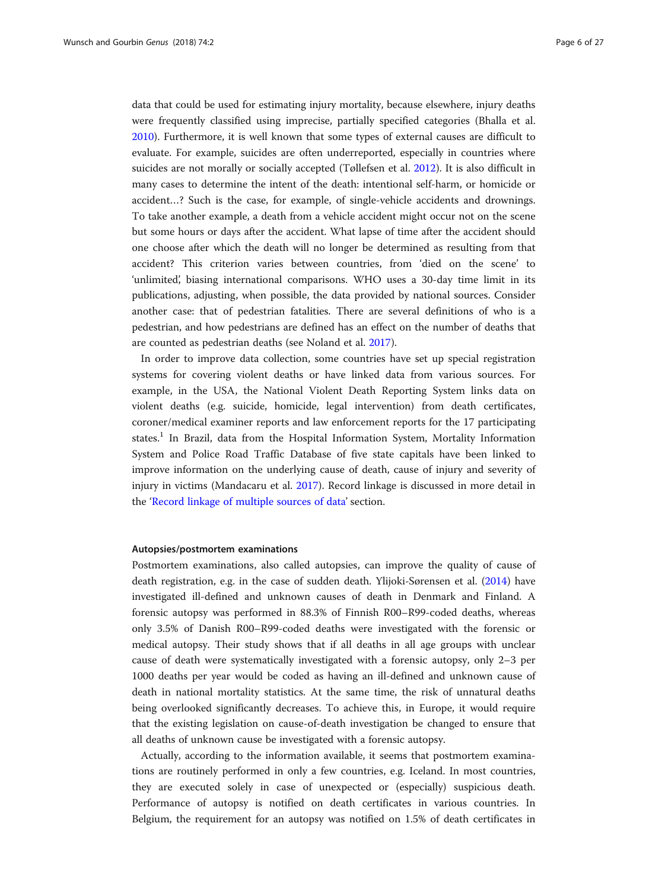data that could be used for estimating injury mortality, because elsewhere, injury deaths were frequently classified using imprecise, partially specified categories (Bhalla et al. 2010). Furthermore, it is well known that some types of external causes are difficult to evaluate. For example, suicides are often underreported, especially in countries where suicides are not morally or socially accepted (Tøllefsen et al. 2012). It is also difficult in many cases to determine the intent of the death: intentional self-harm, or homicide or accident…? Such is the case, for example, of single-vehicle accidents and drownings. To take another example, a death from a vehicle accident might occur not on the scene but some hours or days after the accident. What lapse of time after the accident should one choose after which the death will no longer be determined as resulting from that accident? This criterion varies between countries, from 'died on the scene' to 'unlimited', biasing international comparisons. WHO uses a 30-day time limit in its publications, adjusting, when possible, the data provided by national sources. Consider another case: that of pedestrian fatalities. There are several definitions of who is a pedestrian, and how pedestrians are defined has an effect on the number of deaths that are counted as pedestrian deaths (see Noland et al. 2017).

In order to improve data collection, some countries have set up special registration systems for covering violent deaths or have linked data from various sources. For example, in the USA, the National Violent Death Reporting System links data on violent deaths (e.g. suicide, homicide, legal intervention) from death certificates, coroner/medical examiner reports and law enforcement reports for the 17 participating states.[1] In Brazil, data from the Hospital Information System, Mortality Information System and Police Road Traffic Database of five state capitals have been linked to improve information on the underlying cause of death, cause of injury and severity of injury in victims (Mandacaru et al. 2017). Record linkage is discussed in more detail in the 'Record linkage of multiple sources of data' section.

#### Autopsies/postmortem examinations

Postmortem examinations, also called autopsies, can improve the quality of cause of death registration, e.g. in the case of sudden death. Ylijoki-Sørensen et al. (2014) have investigated ill-defined and unknown causes of death in Denmark and Finland. A forensic autopsy was performed in 88.3% of Finnish R00–R99-coded deaths, whereas only 3.5% of Danish R00–R99-coded deaths were investigated with the forensic or medical autopsy. Their study shows that if all deaths in all age groups with unclear cause of death were systematically investigated with a forensic autopsy, only 2–3 per 1000 deaths per year would be coded as having an ill-defined and unknown cause of death in national mortality statistics. At the same time, the risk of unnatural deaths being overlooked significantly decreases. To achieve this, in Europe, it would require that the existing legislation on cause-of-death investigation be changed to ensure that all deaths of unknown cause be investigated with a forensic autopsy.

Actually, according to the information available, it seems that postmortem examinations are routinely performed in only a few countries, e.g. Iceland. In most countries, they are executed solely in case of unexpected or (especially) suspicious death. Performance of autopsy is notified on death certificates in various countries. In Belgium, the requirement for an autopsy was notified on 1.5% of death certificates in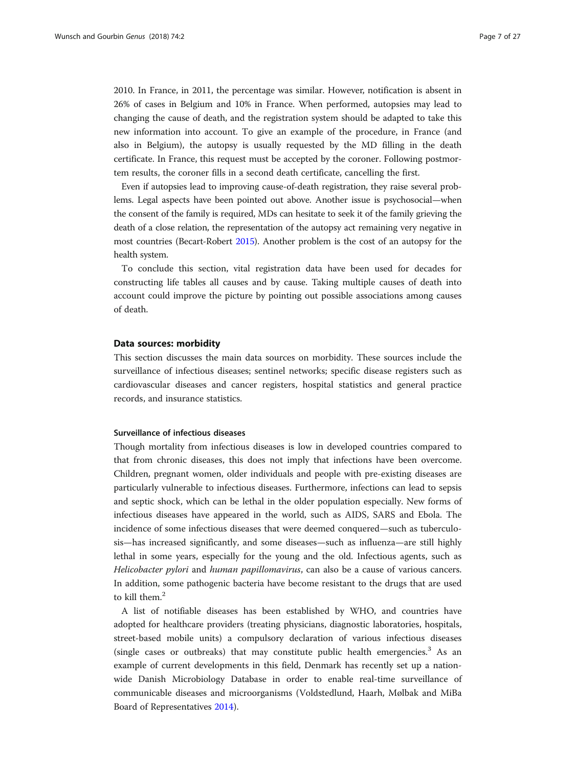2010. In France, in 2011, the percentage was similar. However, notification is absent in 26% of cases in Belgium and 10% in France. When performed, autopsies may lead to changing the cause of death, and the registration system should be adapted to take this new information into account. To give an example of the procedure, in France (and also in Belgium), the autopsy is usually requested by the MD filling in the death certificate. In France, this request must be accepted by the coroner. Following postmortem results, the coroner fills in a second death certificate, cancelling the first.

Even if autopsies lead to improving cause-of-death registration, they raise several problems. Legal aspects have been pointed out above. Another issue is psychosocial—when the consent of the family is required, MDs can hesitate to seek it of the family grieving the death of a close relation, the representation of the autopsy act remaining very negative in most countries (Becart-Robert 2015). Another problem is the cost of an autopsy for the health system.

To conclude this section, vital registration data have been used for decades for constructing life tables all causes and by cause. Taking multiple causes of death into account could improve the picture by pointing out possible associations among causes of death.

## Data sources: morbidity

This section discusses the main data sources on morbidity. These sources include the surveillance of infectious diseases; sentinel networks; specific disease registers such as cardiovascular diseases and cancer registers, hospital statistics and general practice records, and insurance statistics.

### Surveillance of infectious diseases

Though mortality from infectious diseases is low in developed countries compared to that from chronic diseases, this does not imply that infections have been overcome. Children, pregnant women, older individuals and people with pre-existing diseases are particularly vulnerable to infectious diseases. Furthermore, infections can lead to sepsis and septic shock, which can be lethal in the older population especially. New forms of infectious diseases have appeared in the world, such as AIDS, SARS and Ebola. The incidence of some infectious diseases that were deemed conquered—such as tuberculosis—has increased significantly, and some diseases—such as influenza—are still highly lethal in some years, especially for the young and the old. Infectious agents, such as *Helicobacter pylori* and *human papillomavirus*, can also be a cause of various cancers. In addition, some pathogenic bacteria have become resistant to the drugs that are used to kill them.[2]

A list of notifiable diseases has been established by WHO, and countries have adopted for healthcare providers (treating physicians, diagnostic laboratories, hospitals, street-based mobile units) a compulsory declaration of various infectious diseases (single cases or outbreaks) that may constitute public health emergencies.[3] As an example of current developments in this field, Denmark has recently set up a nationwide Danish Microbiology Database in order to enable real-time surveillance of communicable diseases and microorganisms (Voldstedlund, Haarh, Mølbak and MiBa Board of Representatives 2014).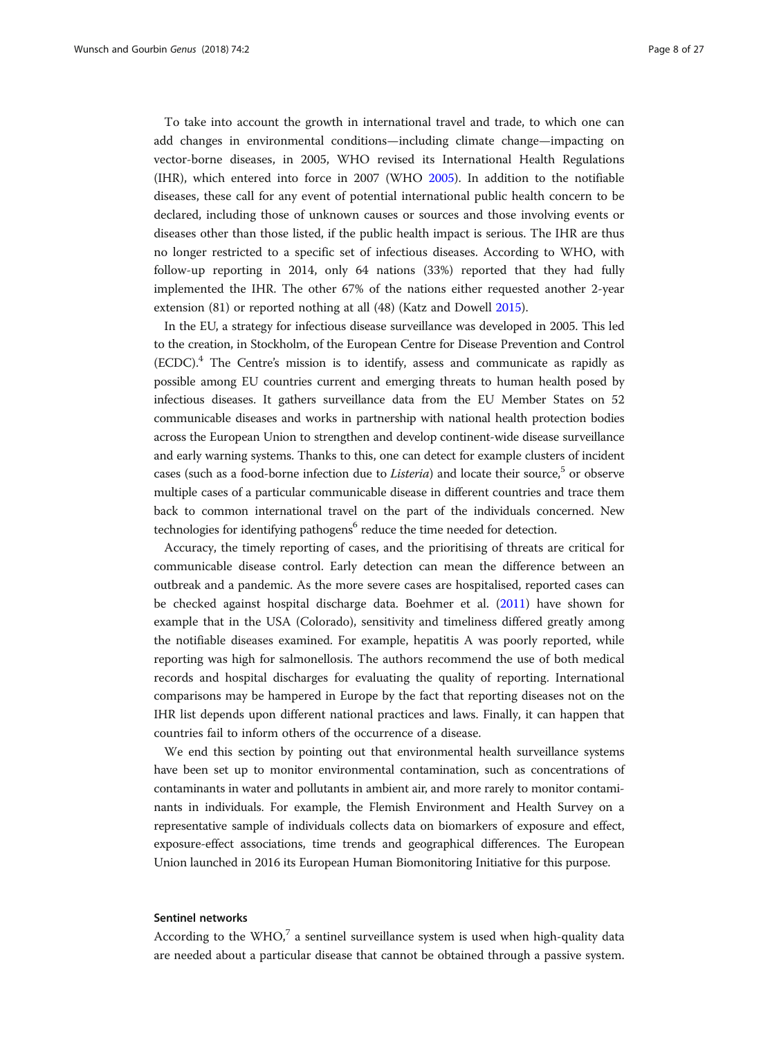To take into account the growth in international travel and trade, to which one can add changes in environmental conditions—including climate change—impacting on vector-borne diseases, in 2005, WHO revised its International Health Regulations (IHR), which entered into force in 2007 (WHO 2005). In addition to the notifiable diseases, these call for any event of potential international public health concern to be declared, including those of unknown causes or sources and those involving events or diseases other than those listed, if the public health impact is serious. The IHR are thus no longer restricted to a specific set of infectious diseases. According to WHO, with follow-up reporting in 2014, only 64 nations (33%) reported that they had fully implemented the IHR. The other 67% of the nations either requested another 2-year extension (81) or reported nothing at all (48) (Katz and Dowell 2015).

In the EU, a strategy for infectious disease surveillance was developed in 2005. This led to the creation, in Stockholm, of the European Centre for Disease Prevention and Control (ECDC).[4] The Centre's mission is to identify, assess and communicate as rapidly as possible among EU countries current and emerging threats to human health posed by infectious diseases. It gathers surveillance data from the EU Member States on 52 communicable diseases and works in partnership with national health protection bodies across the European Union to strengthen and develop continent-wide disease surveillance and early warning systems. Thanks to this, one can detect for example clusters of incident cases (such as a food-borne infection due to *Listeria*) and locate their source,[5] or observe multiple cases of a particular communicable disease in different countries and trace them back to common international travel on the part of the individuals concerned. New technologies for identifying pathogens[6] reduce the time needed for detection.

Accuracy, the timely reporting of cases, and the prioritising of threats are critical for communicable disease control. Early detection can mean the difference between an outbreak and a pandemic. As the more severe cases are hospitalised, reported cases can be checked against hospital discharge data. Boehmer et al. (2011) have shown for example that in the USA (Colorado), sensitivity and timeliness differed greatly among the notifiable diseases examined. For example, hepatitis A was poorly reported, while reporting was high for salmonellosis. The authors recommend the use of both medical records and hospital discharges for evaluating the quality of reporting. International comparisons may be hampered in Europe by the fact that reporting diseases not on the IHR list depends upon different national practices and laws. Finally, it can happen that countries fail to inform others of the occurrence of a disease.

We end this section by pointing out that environmental health surveillance systems have been set up to monitor environmental contamination, such as concentrations of contaminants in water and pollutants in ambient air, and more rarely to monitor contaminants in individuals. For example, the Flemish Environment and Health Survey on a representative sample of individuals collects data on biomarkers of exposure and effect, exposure-effect associations, time trends and geographical differences. The European Union launched in 2016 its European Human Biomonitoring Initiative for this purpose.

### Sentinel networks

According to the WHO,[7] a sentinel surveillance system is used when high-quality data are needed about a particular disease that cannot be obtained through a passive system.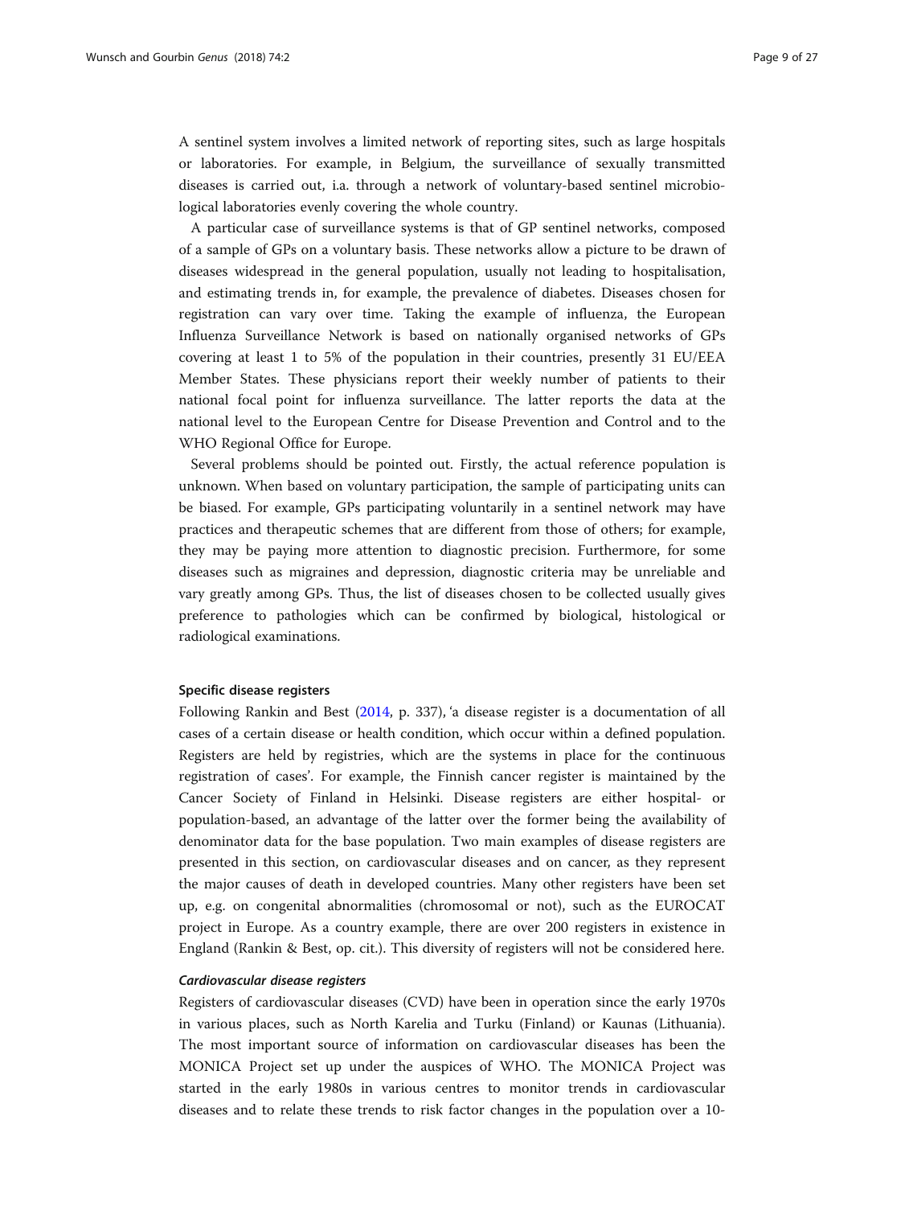A sentinel system involves a limited network of reporting sites, such as large hospitals or laboratories. For example, in Belgium, the surveillance of sexually transmitted diseases is carried out, i.a. through a network of voluntary-based sentinel microbiological laboratories evenly covering the whole country.

A particular case of surveillance systems is that of GP sentinel networks, composed of a sample of GPs on a voluntary basis. These networks allow a picture to be drawn of diseases widespread in the general population, usually not leading to hospitalisation, and estimating trends in, for example, the prevalence of diabetes. Diseases chosen for registration can vary over time. Taking the example of influenza, the European Influenza Surveillance Network is based on nationally organised networks of GPs covering at least 1 to 5% of the population in their countries, presently 31 EU/EEA Member States. These physicians report their weekly number of patients to their national focal point for influenza surveillance. The latter reports the data at the national level to the European Centre for Disease Prevention and Control and to the WHO Regional Office for Europe.

Several problems should be pointed out. Firstly, the actual reference population is unknown. When based on voluntary participation, the sample of participating units can be biased. For example, GPs participating voluntarily in a sentinel network may have practices and therapeutic schemes that are different from those of others; for example, they may be paying more attention to diagnostic precision. Furthermore, for some diseases such as migraines and depression, diagnostic criteria may be unreliable and vary greatly among GPs. Thus, the list of diseases chosen to be collected usually gives preference to pathologies which can be confirmed by biological, histological or radiological examinations.

### Specific disease registers

Following Rankin and Best (2014, p. 337), 'a disease register is a documentation of all cases of a certain disease or health condition, which occur within a defined population. Registers are held by registries, which are the systems in place for the continuous registration of cases'. For example, the Finnish cancer register is maintained by the Cancer Society of Finland in Helsinki. Disease registers are either hospital- or population-based, an advantage of the latter over the former being the availability of denominator data for the base population. Two main examples of disease registers are presented in this section, on cardiovascular diseases and on cancer, as they represent the major causes of death in developed countries. Many other registers have been set up, e.g. on congenital abnormalities (chromosomal or not), such as the EUROCAT project in Europe. As a country example, there are over 200 registers in existence in England (Rankin & Best, op. cit.). This diversity of registers will not be considered here.

#### *Cardiovascular disease registers*

Registers of cardiovascular diseases (CVD) have been in operation since the early 1970s in various places, such as North Karelia and Turku (Finland) or Kaunas (Lithuania). The most important source of information on cardiovascular diseases has been the MONICA Project set up under the auspices of WHO. The MONICA Project was started in the early 1980s in various centres to monitor trends in cardiovascular diseases and to relate these trends to risk factor changes in the population over a 10-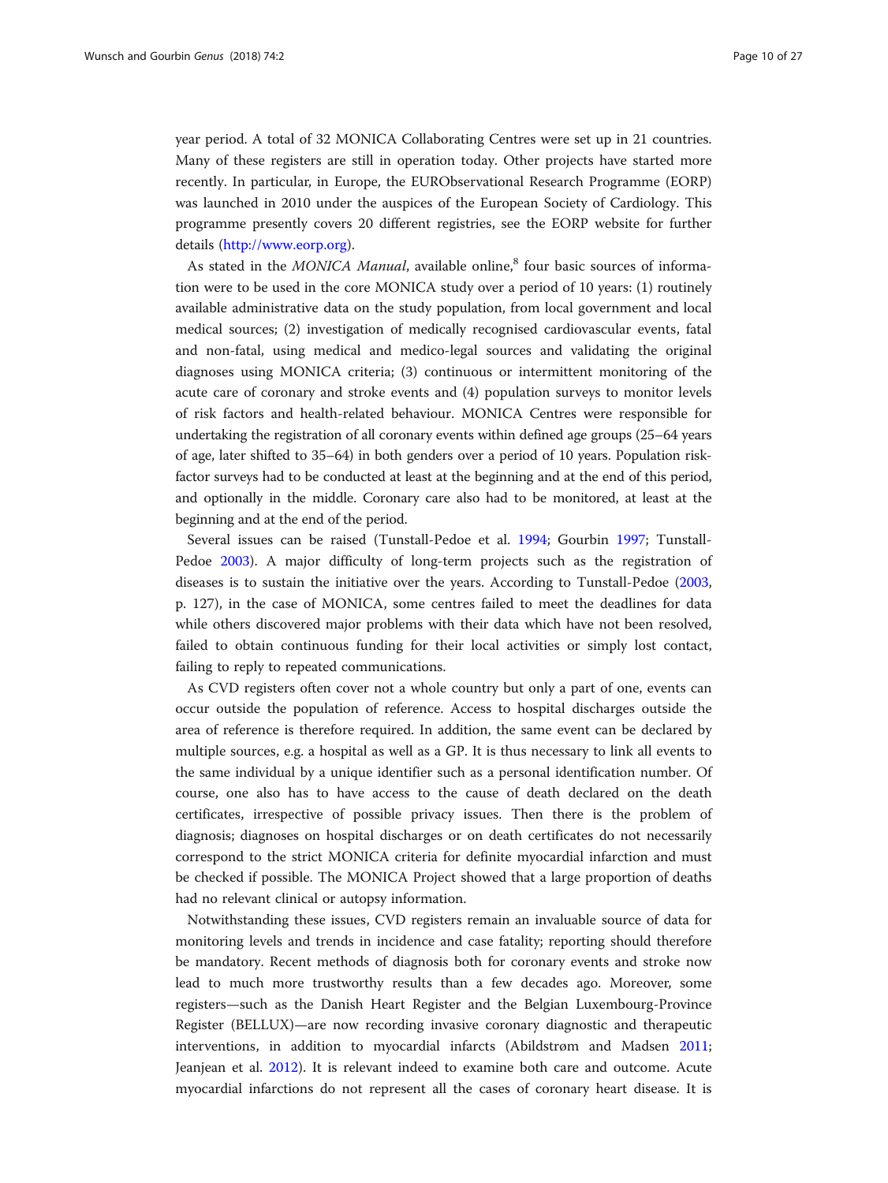year period. A total of 32 MONICA Collaborating Centres were set up in 21 countries. Many of these registers are still in operation today. Other projects have started more recently. In particular, in Europe, the EURObservational Research Programme (EORP) was launched in 2010 under the auspices of the European Society of Cardiology. This programme presently covers 20 different registries, see the EORP website for further details (http://www.eorp.org).

As stated in the *MONICA Manual*, available online,[8] four basic sources of information were to be used in the core MONICA study over a period of 10 years: (1) routinely available administrative data on the study population, from local government and local medical sources; (2) investigation of medically recognised cardiovascular events, fatal and non-fatal, using medical and medico-legal sources and validating the original diagnoses using MONICA criteria; (3) continuous or intermittent monitoring of the acute care of coronary and stroke events and (4) population surveys to monitor levels of risk factors and health-related behaviour. MONICA Centres were responsible for undertaking the registration of all coronary events within defined age groups (25–64 years of age, later shifted to 35–64) in both genders over a period of 10 years. Population risk-factor surveys had to be conducted at least at the beginning and at the end of this period, and optionally in the middle. Coronary care also had to be monitored, at least at the beginning and at the end of the period.

Several issues can be raised (Tunstall-Pedoe et al. 1994; Gourbin 1997; Tunstall-Pedoe 2003). A major difficulty of long-term projects such as the registration of diseases is to sustain the initiative over the years. According to Tunstall-Pedoe (2003, p. 127), in the case of MONICA, some centres failed to meet the deadlines for data while others discovered major problems with their data which have not been resolved, failed to obtain continuous funding for their local activities or simply lost contact, failing to reply to repeated communications.

As CVD registers often cover not a whole country but only a part of one, events can occur outside the population of reference. Access to hospital discharges outside the area of reference is therefore required. In addition, the same event can be declared by multiple sources, e.g. a hospital as well as a GP. It is thus necessary to link all events to the same individual by a unique identifier such as a personal identification number. Of course, one also has to have access to the cause of death declared on the death certificates, irrespective of possible privacy issues. Then there is the problem of diagnosis; diagnoses on hospital discharges or on death certificates do not necessarily correspond to the strict MONICA criteria for definite myocardial infarction and must be checked if possible. The MONICA Project showed that a large proportion of deaths had no relevant clinical or autopsy information.

Notwithstanding these issues, CVD registers remain an invaluable source of data for monitoring levels and trends in incidence and case fatality; reporting should therefore be mandatory. Recent methods of diagnosis both for coronary events and stroke now lead to much more trustworthy results than a few decades ago. Moreover, some registers—such as the Danish Heart Register and the Belgian Luxembourg-Province Register (BELLUX)—are now recording invasive coronary diagnostic and therapeutic interventions, in addition to myocardial infarcts (Abildstrøm and Madsen 2011; Jeanjean et al. 2012). It is relevant indeed to examine both care and outcome. Acute myocardial infarctions do not represent all the cases of coronary heart disease. It is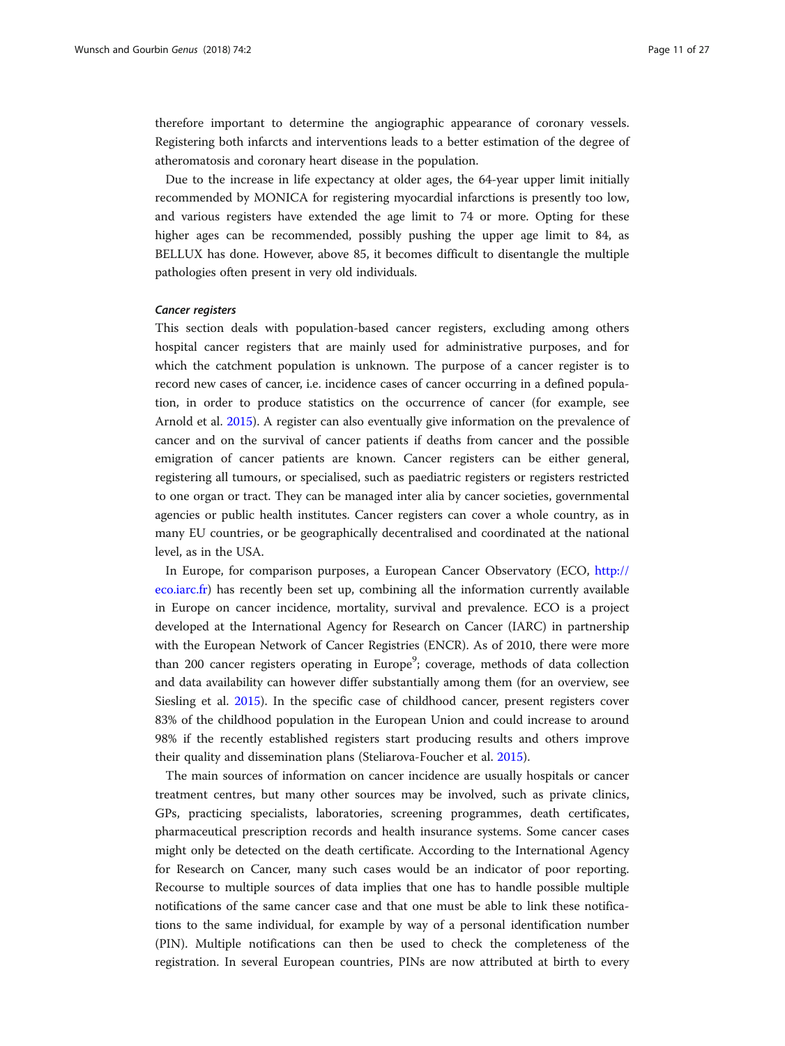therefore important to determine the angiographic appearance of coronary vessels. Registering both infarcts and interventions leads to a better estimation of the degree of atheromatosis and coronary heart disease in the population.

Due to the increase in life expectancy at older ages, the 64-year upper limit initially recommended by MONICA for registering myocardial infarctions is presently too low, and various registers have extended the age limit to 74 or more. Opting for these higher ages can be recommended, possibly pushing the upper age limit to 84, as BELLUX has done. However, above 85, it becomes difficult to disentangle the multiple pathologies often present in very old individuals.

#### *Cancer registers*

This section deals with population-based cancer registers, excluding among others hospital cancer registers that are mainly used for administrative purposes, and for which the catchment population is unknown. The purpose of a cancer register is to record new cases of cancer, i.e. incidence cases of cancer occurring in a defined population, in order to produce statistics on the occurrence of cancer (for example, see Arnold et al. 2015). A register can also eventually give information on the prevalence of cancer and on the survival of cancer patients if deaths from cancer and the possible emigration of cancer patients are known. Cancer registers can be either general, registering all tumours, or specialised, such as paediatric registers or registers restricted to one organ or tract. They can be managed inter alia by cancer societies, governmental agencies or public health institutes. Cancer registers can cover a whole country, as in many EU countries, or be geographically decentralised and coordinated at the national level, as in the USA.

In Europe, for comparison purposes, a European Cancer Observatory (ECO, http://eco.iarc.fr) has recently been set up, combining all the information currently available in Europe on cancer incidence, mortality, survival and prevalence. ECO is a project developed at the International Agency for Research on Cancer (IARC) in partnership with the European Network of Cancer Registries (ENCR). As of 2010, there were more than 200 cancer registers operating in Europe[9]; coverage, methods of data collection and data availability can however differ substantially among them (for an overview, see Siesling et al. 2015). In the specific case of childhood cancer, present registers cover 83% of the childhood population in the European Union and could increase to around 98% if the recently established registers start producing results and others improve their quality and dissemination plans (Steliarova-Foucher et al. 2015).

The main sources of information on cancer incidence are usually hospitals or cancer treatment centres, but many other sources may be involved, such as private clinics, GPs, practicing specialists, laboratories, screening programmes, death certificates, pharmaceutical prescription records and health insurance systems. Some cancer cases might only be detected on the death certificate. According to the International Agency for Research on Cancer, many such cases would be an indicator of poor reporting. Recourse to multiple sources of data implies that one has to handle possible multiple notifications of the same cancer case and that one must be able to link these notifications to the same individual, for example by way of a personal identification number (PIN). Multiple notifications can then be used to check the completeness of the registration. In several European countries, PINs are now attributed at birth to every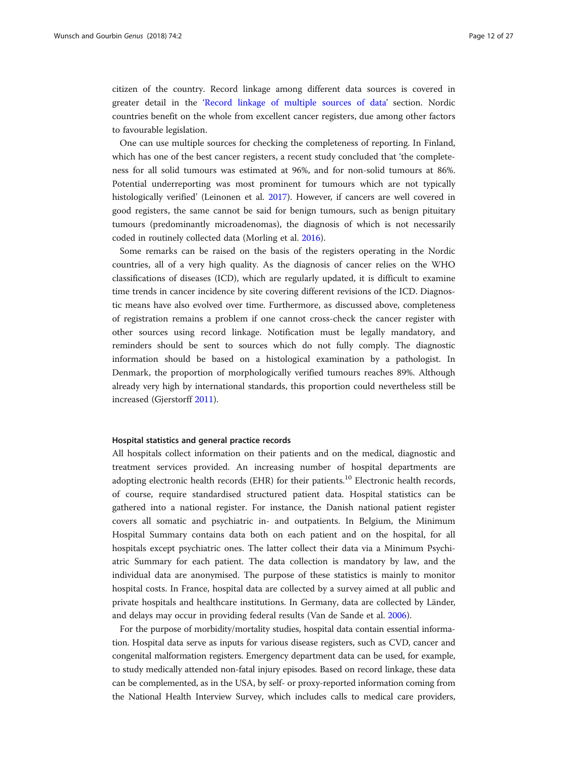citizen of the country. Record linkage among different data sources is covered in greater detail in the 'Record linkage of multiple sources of data' section. Nordic countries benefit on the whole from excellent cancer registers, due among other factors to favourable legislation.

One can use multiple sources for checking the completeness of reporting. In Finland, which has one of the best cancer registers, a recent study concluded that 'the completeness for all solid tumours was estimated at 96%, and for non-solid tumours at 86%. Potential underreporting was most prominent for tumours which are not typically histologically verified' (Leinonen et al. 2017). However, if cancers are well covered in good registers, the same cannot be said for benign tumours, such as benign pituitary tumours (predominantly microadenomas), the diagnosis of which is not necessarily coded in routinely collected data (Morling et al. 2016).

Some remarks can be raised on the basis of the registers operating in the Nordic countries, all of a very high quality. As the diagnosis of cancer relies on the WHO classifications of diseases (ICD), which are regularly updated, it is difficult to examine time trends in cancer incidence by site covering different revisions of the ICD. Diagnostic means have also evolved over time. Furthermore, as discussed above, completeness of registration remains a problem if one cannot cross-check the cancer register with other sources using record linkage. Notification must be legally mandatory, and reminders should be sent to sources which do not fully comply. The diagnostic information should be based on a histological examination by a pathologist. In Denmark, the proportion of morphologically verified tumours reaches 89%. Although already very high by international standards, this proportion could nevertheless still be increased (Gjerstorff 2011).

### Hospital statistics and general practice records

All hospitals collect information on their patients and on the medical, diagnostic and treatment services provided. An increasing number of hospital departments are adopting electronic health records (EHR) for their patients.[10] Electronic health records, of course, require standardised structured patient data. Hospital statistics can be gathered into a national register. For instance, the Danish national patient register covers all somatic and psychiatric in- and outpatients. In Belgium, the Minimum Hospital Summary contains data both on each patient and on the hospital, for all hospitals except psychiatric ones. The latter collect their data via a Minimum Psychiatric Summary for each patient. The data collection is mandatory by law, and the individual data are anonymised. The purpose of these statistics is mainly to monitor hospital costs. In France, hospital data are collected by a survey aimed at all public and private hospitals and healthcare institutions. In Germany, data are collected by Länder, and delays may occur in providing federal results (Van de Sande et al. 2006).

For the purpose of morbidity/mortality studies, hospital data contain essential information. Hospital data serve as inputs for various disease registers, such as CVD, cancer and congenital malformation registers. Emergency department data can be used, for example, to study medically attended non-fatal injury episodes. Based on record linkage, these data can be complemented, as in the USA, by self- or proxy-reported information coming from the National Health Interview Survey, which includes calls to medical care providers,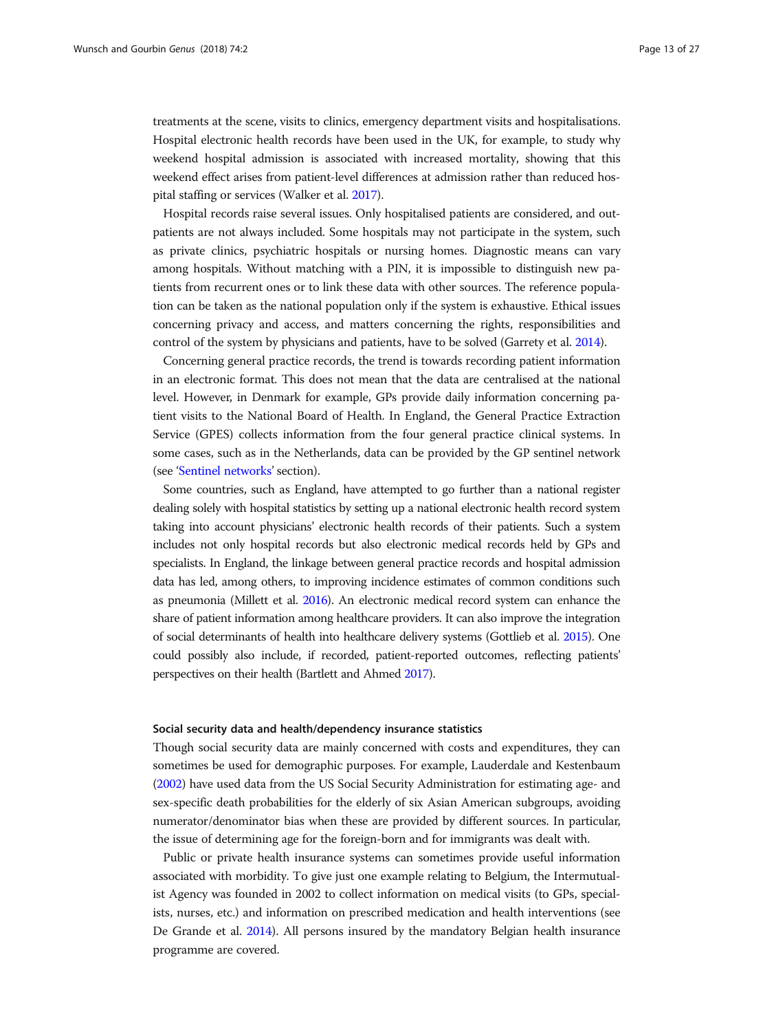treatments at the scene, visits to clinics, emergency department visits and hospitalisations. Hospital electronic health records have been used in the UK, for example, to study why weekend hospital admission is associated with increased mortality, showing that this weekend effect arises from patient-level differences at admission rather than reduced hospital staffing or services (Walker et al. 2017).

Hospital records raise several issues. Only hospitalised patients are considered, and outpatients are not always included. Some hospitals may not participate in the system, such as private clinics, psychiatric hospitals or nursing homes. Diagnostic means can vary among hospitals. Without matching with a PIN, it is impossible to distinguish new patients from recurrent ones or to link these data with other sources. The reference population can be taken as the national population only if the system is exhaustive. Ethical issues concerning privacy and access, and matters concerning the rights, responsibilities and control of the system by physicians and patients, have to be solved (Garrety et al. 2014).

Concerning general practice records, the trend is towards recording patient information in an electronic format. This does not mean that the data are centralised at the national level. However, in Denmark for example, GPs provide daily information concerning patient visits to the National Board of Health. In England, the General Practice Extraction Service (GPES) collects information from the four general practice clinical systems. In some cases, such as in the Netherlands, data can be provided by the GP sentinel network (see 'Sentinel networks' section).

Some countries, such as England, have attempted to go further than a national register dealing solely with hospital statistics by setting up a national electronic health record system taking into account physicians' electronic health records of their patients. Such a system includes not only hospital records but also electronic medical records held by GPs and specialists. In England, the linkage between general practice records and hospital admission data has led, among others, to improving incidence estimates of common conditions such as pneumonia (Millett et al. 2016). An electronic medical record system can enhance the share of patient information among healthcare providers. It can also improve the integration of social determinants of health into healthcare delivery systems (Gottlieb et al. 2015). One could possibly also include, if recorded, patient-reported outcomes, reflecting patients' perspectives on their health (Bartlett and Ahmed 2017).

#### Social security data and health/dependency insurance statistics

Though social security data are mainly concerned with costs and expenditures, they can sometimes be used for demographic purposes. For example, Lauderdale and Kestenbaum (2002) have used data from the US Social Security Administration for estimating age- and sex-specific death probabilities for the elderly of six Asian American subgroups, avoiding numerator/denominator bias when these are provided by different sources. In particular, the issue of determining age for the foreign-born and for immigrants was dealt with.

Public or private health insurance systems can sometimes provide useful information associated with morbidity. To give just one example relating to Belgium, the Intermutualist Agency was founded in 2002 to collect information on medical visits (to GPs, specialists, nurses, etc.) and information on prescribed medication and health interventions (see De Grande et al. 2014). All persons insured by the mandatory Belgian health insurance programme are covered.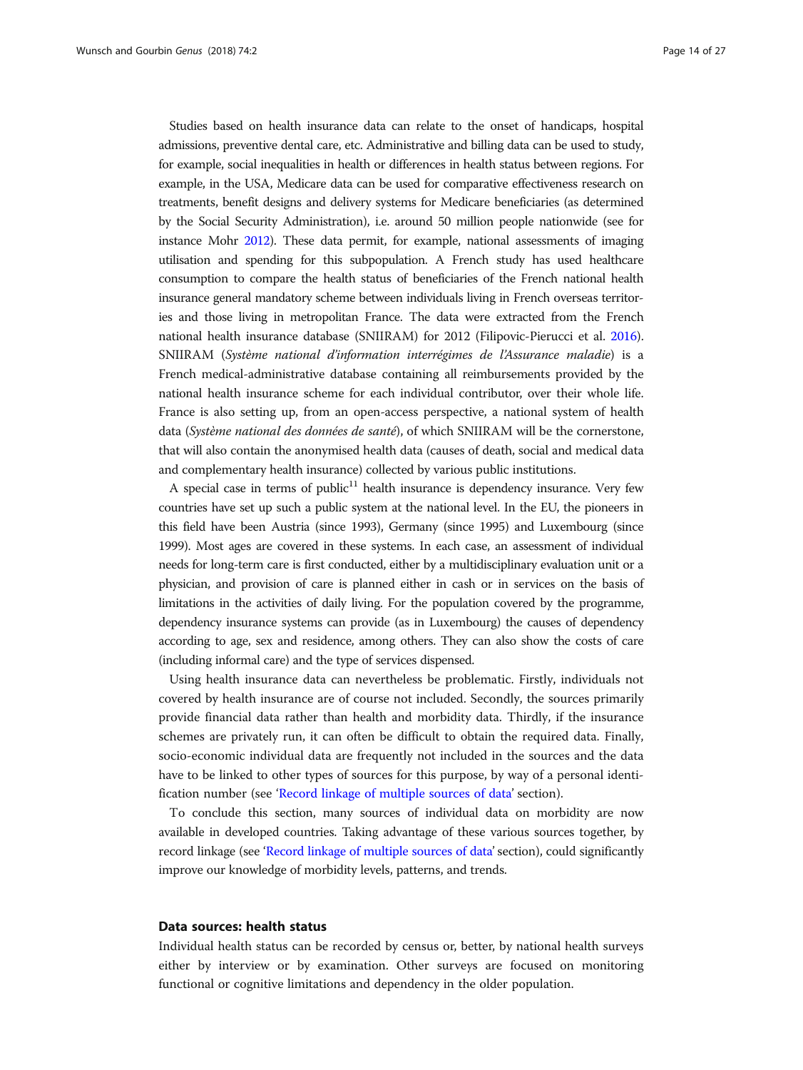Studies based on health insurance data can relate to the onset of handicaps, hospital admissions, preventive dental care, etc. Administrative and billing data can be used to study, for example, social inequalities in health or differences in health status between regions. For example, in the USA, Medicare data can be used for comparative effectiveness research on treatments, benefit designs and delivery systems for Medicare beneficiaries (as determined by the Social Security Administration), i.e. around 50 million people nationwide (see for instance Mohr 2012). These data permit, for example, national assessments of imaging utilisation and spending for this subpopulation. A French study has used healthcare consumption to compare the health status of beneficiaries of the French national health insurance general mandatory scheme between individuals living in French overseas territories and those living in metropolitan France. The data were extracted from the French national health insurance database (SNIIRAM) for 2012 (Filipovic-Pierucci et al. 2016). SNIIRAM (*Système national d'information interrégimes de l'Assurance maladie*) is a French medical-administrative database containing all reimbursements provided by the national health insurance scheme for each individual contributor, over their whole life. France is also setting up, from an open-access perspective, a national system of health data (*Système national des données de santé*), of which SNIIRAM will be the cornerstone, that will also contain the anonymised health data (causes of death, social and medical data and complementary health insurance) collected by various public institutions.

A special case in terms of public[11] health insurance is dependency insurance. Very few countries have set up such a public system at the national level. In the EU, the pioneers in this field have been Austria (since 1993), Germany (since 1995) and Luxembourg (since 1999). Most ages are covered in these systems. In each case, an assessment of individual needs for long-term care is first conducted, either by a multidisciplinary evaluation unit or a physician, and provision of care is planned either in cash or in services on the basis of limitations in the activities of daily living. For the population covered by the programme, dependency insurance systems can provide (as in Luxembourg) the causes of dependency according to age, sex and residence, among others. They can also show the costs of care (including informal care) and the type of services dispensed.

Using health insurance data can nevertheless be problematic. Firstly, individuals not covered by health insurance are of course not included. Secondly, the sources primarily provide financial data rather than health and morbidity data. Thirdly, if the insurance schemes are privately run, it can often be difficult to obtain the required data. Finally, socio-economic individual data are frequently not included in the sources and the data have to be linked to other types of sources for this purpose, by way of a personal identification number (see 'Record linkage of multiple sources of data' section).

To conclude this section, many sources of individual data on morbidity are now available in developed countries. Taking advantage of these various sources together, by record linkage (see 'Record linkage of multiple sources of data' section), could significantly improve our knowledge of morbidity levels, patterns, and trends.

## Data sources: health status

Individual health status can be recorded by census or, better, by national health surveys either by interview or by examination. Other surveys are focused on monitoring functional or cognitive limitations and dependency in the older population.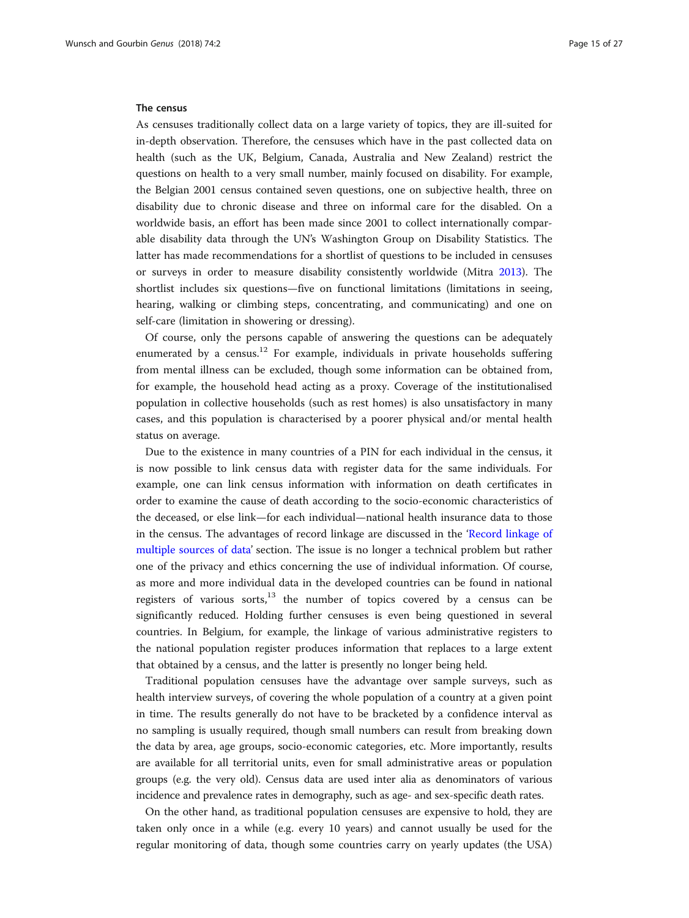### The census

As censuses traditionally collect data on a large variety of topics, they are ill-suited for in-depth observation. Therefore, the censuses which have in the past collected data on health (such as the UK, Belgium, Canada, Australia and New Zealand) restrict the questions on health to a very small number, mainly focused on disability. For example, the Belgian 2001 census contained seven questions, one on subjective health, three on disability due to chronic disease and three on informal care for the disabled. On a worldwide basis, an effort has been made since 2001 to collect internationally comparable disability data through the UN's Washington Group on Disability Statistics. The latter has made recommendations for a shortlist of questions to be included in censuses or surveys in order to measure disability consistently worldwide (Mitra 2013). The shortlist includes six questions—five on functional limitations (limitations in seeing, hearing, walking or climbing steps, concentrating, and communicating) and one on self-care (limitation in showering or dressing).

Of course, only the persons capable of answering the questions can be adequately enumerated by a census.[12] For example, individuals in private households suffering from mental illness can be excluded, though some information can be obtained from, for example, the household head acting as a proxy. Coverage of the institutionalised population in collective households (such as rest homes) is also unsatisfactory in many cases, and this population is characterised by a poorer physical and/or mental health status on average.

Due to the existence in many countries of a PIN for each individual in the census, it is now possible to link census data with register data for the same individuals. For example, one can link census information with information on death certificates in order to examine the cause of death according to the socio-economic characteristics of the deceased, or else link—for each individual—national health insurance data to those in the census. The advantages of record linkage are discussed in the 'Record linkage of multiple sources of data' section. The issue is no longer a technical problem but rather one of the privacy and ethics concerning the use of individual information. Of course, as more and more individual data in the developed countries can be found in national registers of various sorts,[13] the number of topics covered by a census can be significantly reduced. Holding further censuses is even being questioned in several countries. In Belgium, for example, the linkage of various administrative registers to the national population register produces information that replaces to a large extent that obtained by a census, and the latter is presently no longer being held.

Traditional population censuses have the advantage over sample surveys, such as health interview surveys, of covering the whole population of a country at a given point in time. The results generally do not have to be bracketed by a confidence interval as no sampling is usually required, though small numbers can result from breaking down the data by area, age groups, socio-economic categories, etc. More importantly, results are available for all territorial units, even for small administrative areas or population groups (e.g. the very old). Census data are used inter alia as denominators of various incidence and prevalence rates in demography, such as age- and sex-specific death rates.

On the other hand, as traditional population censuses are expensive to hold, they are taken only once in a while (e.g. every 10 years) and cannot usually be used for the regular monitoring of data, though some countries carry on yearly updates (the USA)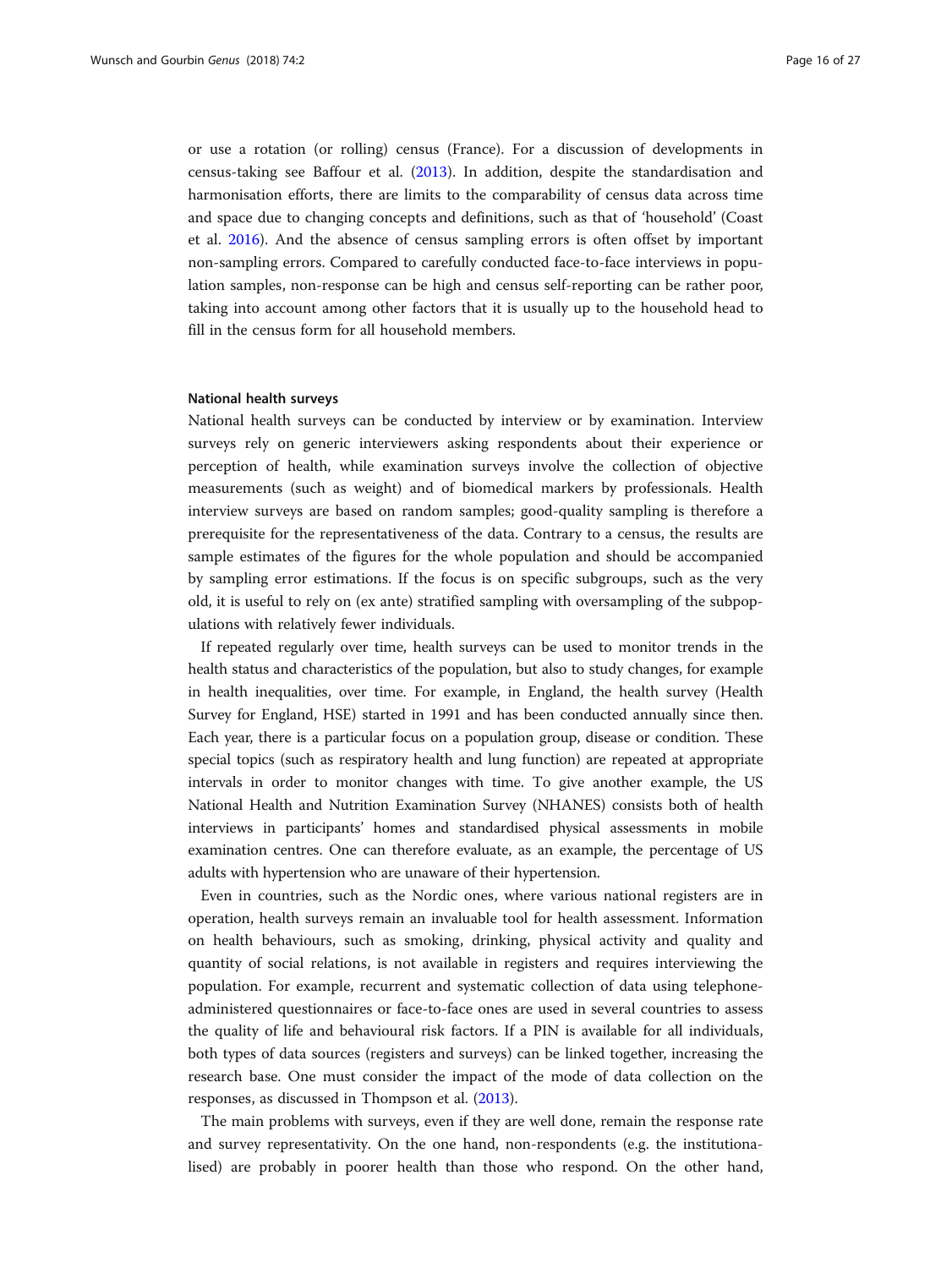or use a rotation (or rolling) census (France). For a discussion of developments in census-taking see Baffour et al. (2013). In addition, despite the standardisation and harmonisation efforts, there are limits to the comparability of census data across time and space due to changing concepts and definitions, such as that of 'household' (Coast et al. 2016). And the absence of census sampling errors is often offset by important non-sampling errors. Compared to carefully conducted face-to-face interviews in population samples, non-response can be high and census self-reporting can be rather poor, taking into account among other factors that it is usually up to the household head to fill in the census form for all household members.

#### National health surveys

National health surveys can be conducted by interview or by examination. Interview surveys rely on generic interviewers asking respondents about their experience or perception of health, while examination surveys involve the collection of objective measurements (such as weight) and of biomedical markers by professionals. Health interview surveys are based on random samples; good-quality sampling is therefore a prerequisite for the representativeness of the data. Contrary to a census, the results are sample estimates of the figures for the whole population and should be accompanied by sampling error estimations. If the focus is on specific subgroups, such as the very old, it is useful to rely on (ex ante) stratified sampling with oversampling of the subpopulations with relatively fewer individuals.

If repeated regularly over time, health surveys can be used to monitor trends in the health status and characteristics of the population, but also to study changes, for example in health inequalities, over time. For example, in England, the health survey (Health Survey for England, HSE) started in 1991 and has been conducted annually since then. Each year, there is a particular focus on a population group, disease or condition. These special topics (such as respiratory health and lung function) are repeated at appropriate intervals in order to monitor changes with time. To give another example, the US National Health and Nutrition Examination Survey (NHANES) consists both of health interviews in participants' homes and standardised physical assessments in mobile examination centres. One can therefore evaluate, as an example, the percentage of US adults with hypertension who are unaware of their hypertension.

Even in countries, such as the Nordic ones, where various national registers are in operation, health surveys remain an invaluable tool for health assessment. Information on health behaviours, such as smoking, drinking, physical activity and quality and quantity of social relations, is not available in registers and requires interviewing the population. For example, recurrent and systematic collection of data using telephone-administered questionnaires or face-to-face ones are used in several countries to assess the quality of life and behavioural risk factors. If a PIN is available for all individuals, both types of data sources (registers and surveys) can be linked together, increasing the research base. One must consider the impact of the mode of data collection on the responses, as discussed in Thompson et al. (2013).

The main problems with surveys, even if they are well done, remain the response rate and survey representativity. On the one hand, non-respondents (e.g. the institutionalised) are probably in poorer health than those who respond. On the other hand,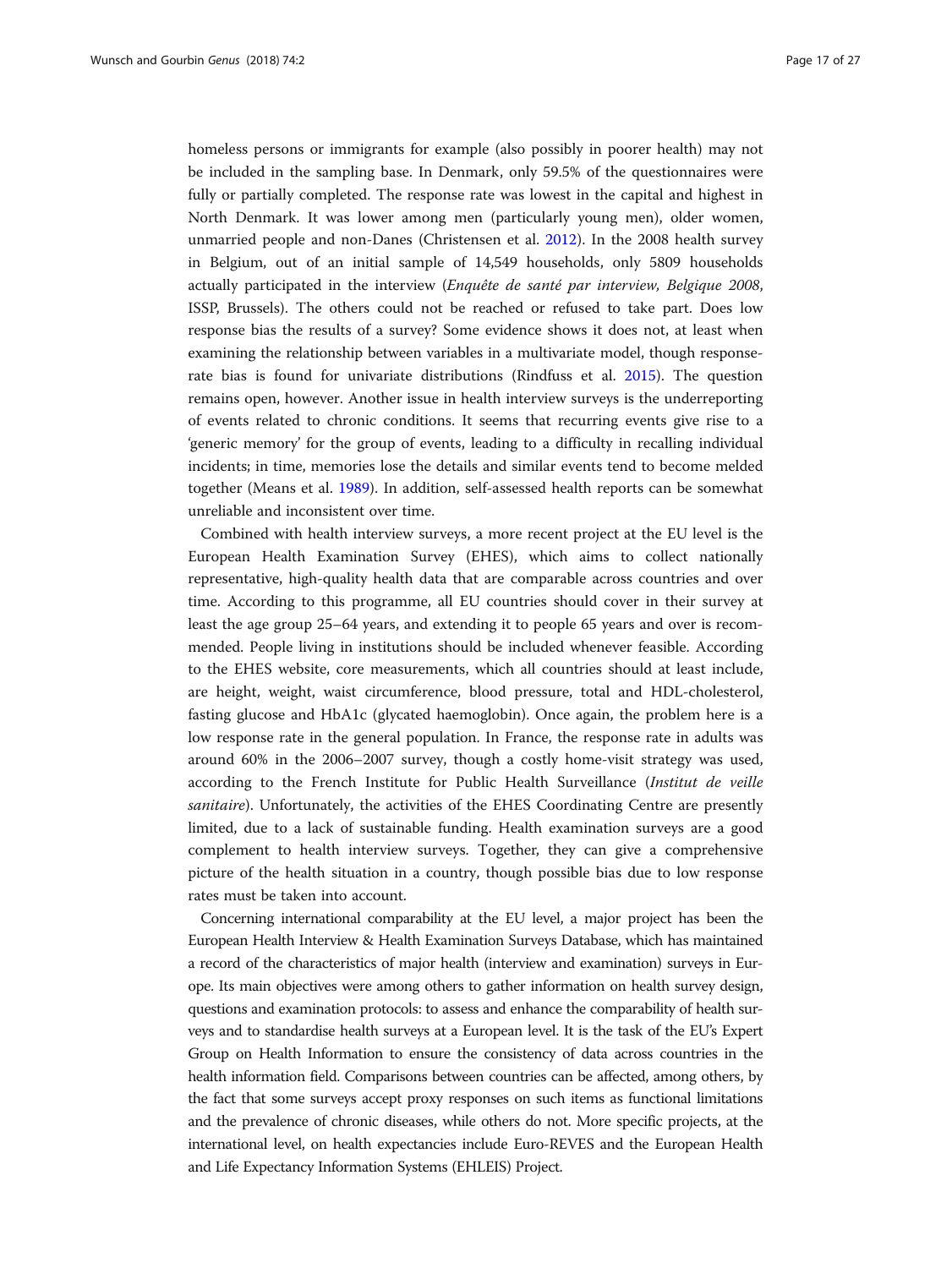homeless persons or immigrants for example (also possibly in poorer health) may not be included in the sampling base. In Denmark, only 59.5% of the questionnaires were fully or partially completed. The response rate was lowest in the capital and highest in North Denmark. It was lower among men (particularly young men), older women, unmarried people and non-Danes (Christensen et al. 2012). In the 2008 health survey in Belgium, out of an initial sample of 14,549 households, only 5809 households actually participated in the interview (*Enquête de santé par interview, Belgique 2008*, ISSP, Brussels). The others could not be reached or refused to take part. Does low response bias the results of a survey? Some evidence shows it does not, at least when examining the relationship between variables in a multivariate model, though response-rate bias is found for univariate distributions (Rindfuss et al. 2015). The question remains open, however. Another issue in health interview surveys is the underreporting of events related to chronic conditions. It seems that recurring events give rise to a 'generic memory' for the group of events, leading to a difficulty in recalling individual incidents; in time, memories lose the details and similar events tend to become melded together (Means et al. 1989). In addition, self-assessed health reports can be somewhat unreliable and inconsistent over time.

Combined with health interview surveys, a more recent project at the EU level is the European Health Examination Survey (EHES), which aims to collect nationally representative, high-quality health data that are comparable across countries and over time. According to this programme, all EU countries should cover in their survey at least the age group 25–64 years, and extending it to people 65 years and over is recommended. People living in institutions should be included whenever feasible. According to the EHES website, core measurements, which all countries should at least include, are height, weight, waist circumference, blood pressure, total and HDL-cholesterol, fasting glucose and HbA1c (glycated haemoglobin). Once again, the problem here is a low response rate in the general population. In France, the response rate in adults was around 60% in the 2006–2007 survey, though a costly home-visit strategy was used, according to the French Institute for Public Health Surveillance (*Institut de veille sanitaire*). Unfortunately, the activities of the EHES Coordinating Centre are presently limited, due to a lack of sustainable funding. Health examination surveys are a good complement to health interview surveys. Together, they can give a comprehensive picture of the health situation in a country, though possible bias due to low response rates must be taken into account.

Concerning international comparability at the EU level, a major project has been the European Health Interview & Health Examination Surveys Database, which has maintained a record of the characteristics of major health (interview and examination) surveys in Europe. Its main objectives were among others to gather information on health survey design, questions and examination protocols: to assess and enhance the comparability of health surveys and to standardise health surveys at a European level. It is the task of the EU's Expert Group on Health Information to ensure the consistency of data across countries in the health information field. Comparisons between countries can be affected, among others, by the fact that some surveys accept proxy responses on such items as functional limitations and the prevalence of chronic diseases, while others do not. More specific projects, at the international level, on health expectancies include Euro-REVES and the European Health and Life Expectancy Information Systems (EHLEIS) Project.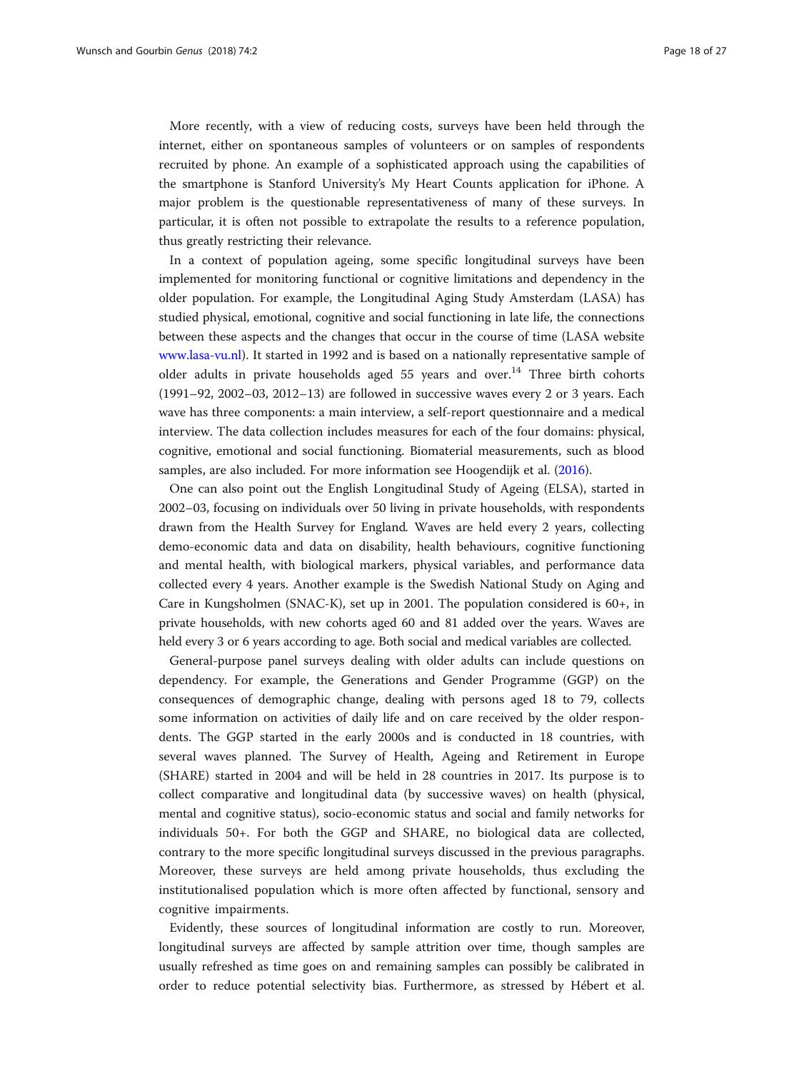More recently, with a view of reducing costs, surveys have been held through the internet, either on spontaneous samples of volunteers or on samples of respondents recruited by phone. An example of a sophisticated approach using the capabilities of the smartphone is Stanford University's My Heart Counts application for iPhone. A major problem is the questionable representativeness of many of these surveys. In particular, it is often not possible to extrapolate the results to a reference population, thus greatly restricting their relevance.

In a context of population ageing, some specific longitudinal surveys have been implemented for monitoring functional or cognitive limitations and dependency in the older population. For example, the Longitudinal Aging Study Amsterdam (LASA) has studied physical, emotional, cognitive and social functioning in late life, the connections between these aspects and the changes that occur in the course of time (LASA website www.lasa-vu.nl). It started in 1992 and is based on a nationally representative sample of older adults in private households aged 55 years and over.[14] Three birth cohorts (1991–92, 2002–03, 2012–13) are followed in successive waves every 2 or 3 years. Each wave has three components: a main interview, a self-report questionnaire and a medical interview. The data collection includes measures for each of the four domains: physical, cognitive, emotional and social functioning. Biomaterial measurements, such as blood samples, are also included. For more information see Hoogendijk et al. (2016).

One can also point out the English Longitudinal Study of Ageing (ELSA), started in 2002–03, focusing on individuals over 50 living in private households, with respondents drawn from the Health Survey for England. Waves are held every 2 years, collecting demo-economic data and data on disability, health behaviours, cognitive functioning and mental health, with biological markers, physical variables, and performance data collected every 4 years. Another example is the Swedish National Study on Aging and Care in Kungsholmen (SNAC-K), set up in 2001. The population considered is 60+, in private households, with new cohorts aged 60 and 81 added over the years. Waves are held every 3 or 6 years according to age. Both social and medical variables are collected.

General-purpose panel surveys dealing with older adults can include questions on dependency. For example, the Generations and Gender Programme (GGP) on the consequences of demographic change, dealing with persons aged 18 to 79, collects some information on activities of daily life and on care received by the older respondents. The GGP started in the early 2000s and is conducted in 18 countries, with several waves planned. The Survey of Health, Ageing and Retirement in Europe (SHARE) started in 2004 and will be held in 28 countries in 2017. Its purpose is to collect comparative and longitudinal data (by successive waves) on health (physical, mental and cognitive status), socio-economic status and social and family networks for individuals 50+. For both the GGP and SHARE, no biological data are collected, contrary to the more specific longitudinal surveys discussed in the previous paragraphs. Moreover, these surveys are held among private households, thus excluding the institutionalised population which is more often affected by functional, sensory and cognitive impairments.

Evidently, these sources of longitudinal information are costly to run. Moreover, longitudinal surveys are affected by sample attrition over time, though samples are usually refreshed as time goes on and remaining samples can possibly be calibrated in order to reduce potential selectivity bias. Furthermore, as stressed by Hébert et al.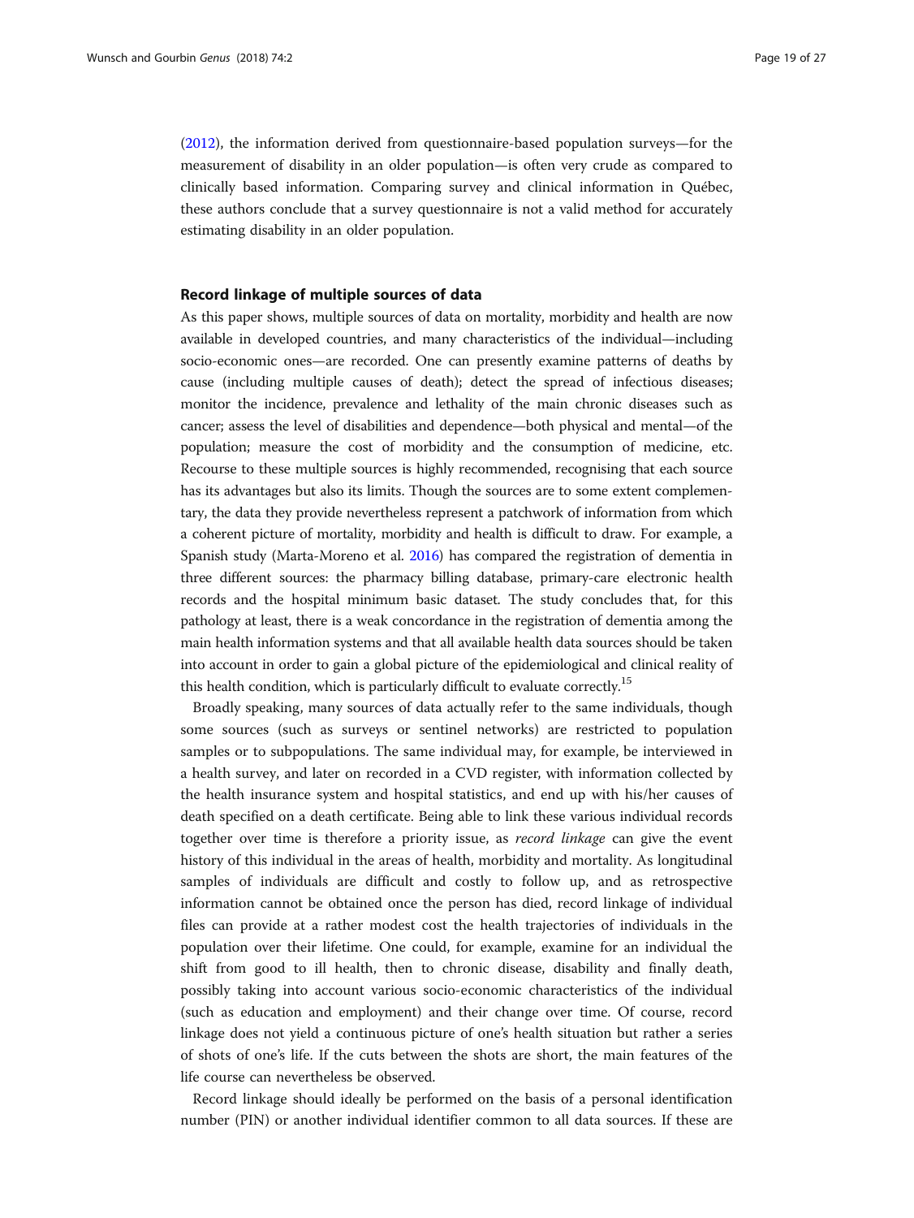(2012), the information derived from questionnaire-based population surveys—for the measurement of disability in an older population—is often very crude as compared to clinically based information. Comparing survey and clinical information in Québec, these authors conclude that a survey questionnaire is not a valid method for accurately estimating disability in an older population.

### Record linkage of multiple sources of data

As this paper shows, multiple sources of data on mortality, morbidity and health are now available in developed countries, and many characteristics of the individual—including socio-economic ones—are recorded. One can presently examine patterns of deaths by cause (including multiple causes of death); detect the spread of infectious diseases; monitor the incidence, prevalence and lethality of the main chronic diseases such as cancer; assess the level of disabilities and dependence—both physical and mental—of the population; measure the cost of morbidity and the consumption of medicine, etc. Recourse to these multiple sources is highly recommended, recognising that each source has its advantages but also its limits. Though the sources are to some extent complementary, the data they provide nevertheless represent a patchwork of information from which a coherent picture of mortality, morbidity and health is difficult to draw. For example, a Spanish study (Marta-Moreno et al. 2016) has compared the registration of dementia in three different sources: the pharmacy billing database, primary-care electronic health records and the hospital minimum basic dataset. The study concludes that, for this pathology at least, there is a weak concordance in the registration of dementia among the main health information systems and that all available health data sources should be taken into account in order to gain a global picture of the epidemiological and clinical reality of this health condition, which is particularly difficult to evaluate correctly.[15]

Broadly speaking, many sources of data actually refer to the same individuals, though some sources (such as surveys or sentinel networks) are restricted to population samples or to subpopulations. The same individual may, for example, be interviewed in a health survey, and later on recorded in a CVD register, with information collected by the health insurance system and hospital statistics, and end up with his/her causes of death specified on a death certificate. Being able to link these various individual records together over time is therefore a priority issue, as *record linkage* can give the event history of this individual in the areas of health, morbidity and mortality. As longitudinal samples of individuals are difficult and costly to follow up, and as retrospective information cannot be obtained once the person has died, record linkage of individual files can provide at a rather modest cost the health trajectories of individuals in the population over their lifetime. One could, for example, examine for an individual the shift from good to ill health, then to chronic disease, disability and finally death, possibly taking into account various socio-economic characteristics of the individual (such as education and employment) and their change over time. Of course, record linkage does not yield a continuous picture of one's health situation but rather a series of shots of one's life. If the cuts between the shots are short, the main features of the life course can nevertheless be observed.

Record linkage should ideally be performed on the basis of a personal identification number (PIN) or another individual identifier common to all data sources. If these are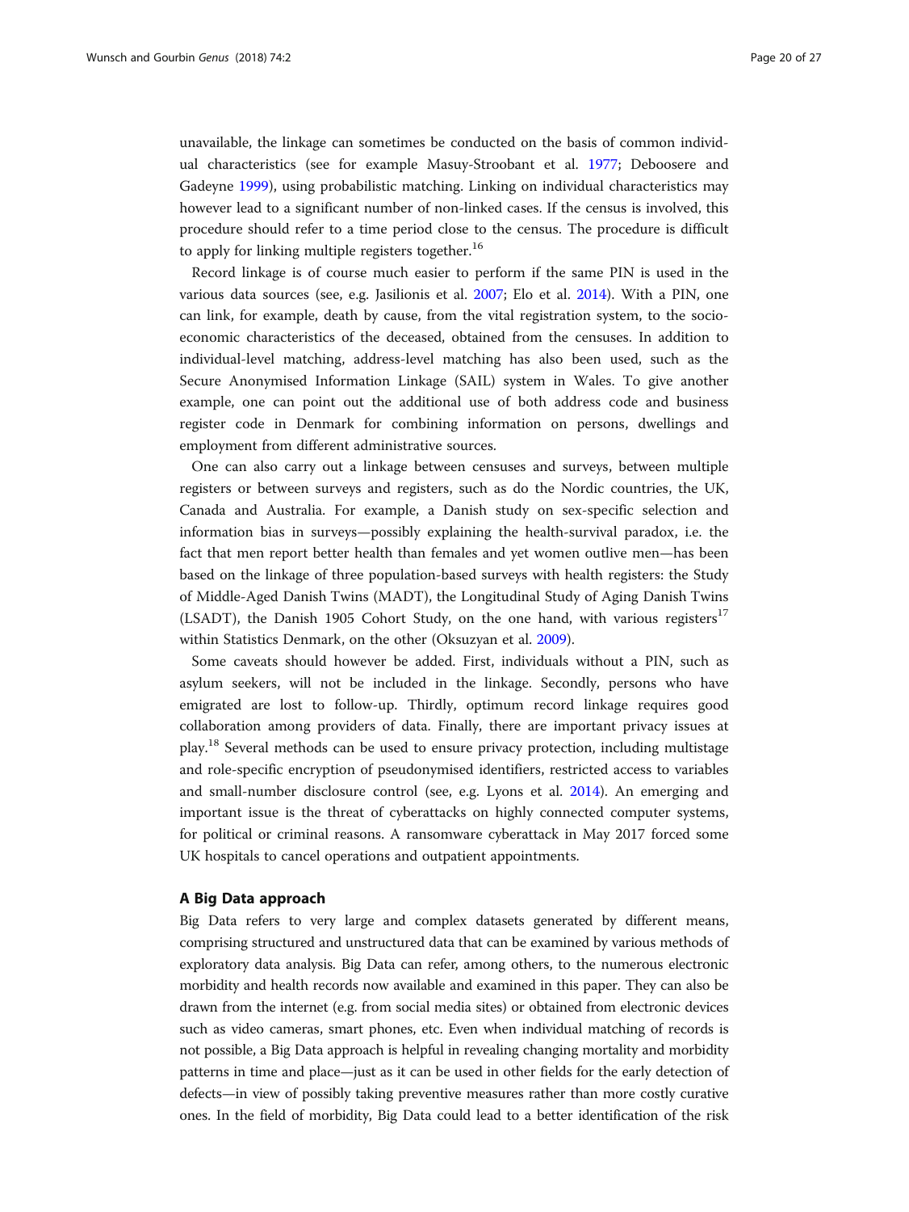unavailable, the linkage can sometimes be conducted on the basis of common individual characteristics (see for example Masuy-Stroobant et al. 1977; Deboosere and Gadeyne 1999), using probabilistic matching. Linking on individual characteristics may however lead to a significant number of non-linked cases. If the census is involved, this procedure should refer to a time period close to the census. The procedure is difficult to apply for linking multiple registers together.[16]

Record linkage is of course much easier to perform if the same PIN is used in the various data sources (see, e.g. Jasilionis et al. 2007; Elo et al. 2014). With a PIN, one can link, for example, death by cause, from the vital registration system, to the socio-economic characteristics of the deceased, obtained from the censuses. In addition to individual-level matching, address-level matching has also been used, such as the Secure Anonymised Information Linkage (SAIL) system in Wales. To give another example, one can point out the additional use of both address code and business register code in Denmark for combining information on persons, dwellings and employment from different administrative sources.

One can also carry out a linkage between censuses and surveys, between multiple registers or between surveys and registers, such as do the Nordic countries, the UK, Canada and Australia. For example, a Danish study on sex-specific selection and information bias in surveys—possibly explaining the health-survival paradox, i.e. the fact that men report better health than females and yet women outlive men—has been based on the linkage of three population-based surveys with health registers: the Study of Middle-Aged Danish Twins (MADT), the Longitudinal Study of Aging Danish Twins (LSADT), the Danish 1905 Cohort Study, on the one hand, with various registers[17] within Statistics Denmark, on the other (Oksuzyan et al. 2009).

Some caveats should however be added. First, individuals without a PIN, such as asylum seekers, will not be included in the linkage. Secondly, persons who have emigrated are lost to follow-up. Thirdly, optimum record linkage requires good collaboration among providers of data. Finally, there are important privacy issues at play.[18] Several methods can be used to ensure privacy protection, including multistage and role-specific encryption of pseudonymised identifiers, restricted access to variables and small-number disclosure control (see, e.g. Lyons et al. 2014). An emerging and important issue is the threat of cyberattacks on highly connected computer systems, for political or criminal reasons. A ransomware cyberattack in May 2017 forced some UK hospitals to cancel operations and outpatient appointments.

## A Big Data approach

Big Data refers to very large and complex datasets generated by different means, comprising structured and unstructured data that can be examined by various methods of exploratory data analysis. Big Data can refer, among others, to the numerous electronic morbidity and health records now available and examined in this paper. They can also be drawn from the internet (e.g. from social media sites) or obtained from electronic devices such as video cameras, smart phones, etc. Even when individual matching of records is not possible, a Big Data approach is helpful in revealing changing mortality and morbidity patterns in time and place—just as it can be used in other fields for the early detection of defects—in view of possibly taking preventive measures rather than more costly curative ones. In the field of morbidity, Big Data could lead to a better identification of the risk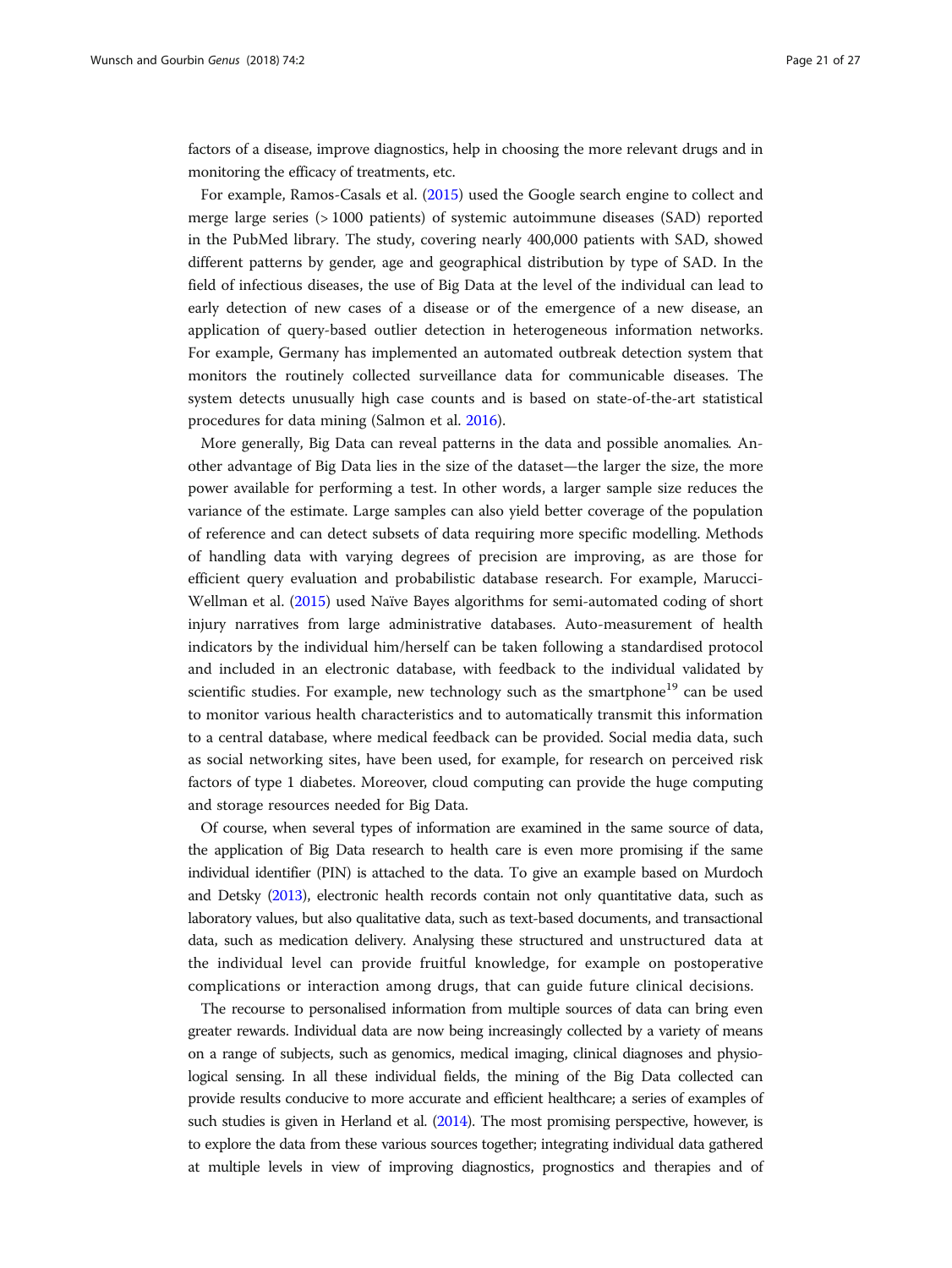factors of a disease, improve diagnostics, help in choosing the more relevant drugs and in monitoring the efficacy of treatments, etc.

For example, Ramos-Casals et al. (2015) used the Google search engine to collect and merge large series (> 1000 patients) of systemic autoimmune diseases (SAD) reported in the PubMed library. The study, covering nearly 400,000 patients with SAD, showed different patterns by gender, age and geographical distribution by type of SAD. In the field of infectious diseases, the use of Big Data at the level of the individual can lead to early detection of new cases of a disease or of the emergence of a new disease, an application of query-based outlier detection in heterogeneous information networks. For example, Germany has implemented an automated outbreak detection system that monitors the routinely collected surveillance data for communicable diseases. The system detects unusually high case counts and is based on state-of-the-art statistical procedures for data mining (Salmon et al. 2016).

More generally, Big Data can reveal patterns in the data and possible anomalies. Another advantage of Big Data lies in the size of the dataset—the larger the size, the more power available for performing a test. In other words, a larger sample size reduces the variance of the estimate. Large samples can also yield better coverage of the population of reference and can detect subsets of data requiring more specific modelling. Methods of handling data with varying degrees of precision are improving, as are those for efficient query evaluation and probabilistic database research. For example, Marucci-Wellman et al. (2015) used Naïve Bayes algorithms for semi-automated coding of short injury narratives from large administrative databases. Auto-measurement of health indicators by the individual him/herself can be taken following a standardised protocol and included in an electronic database, with feedback to the individual validated by scientific studies. For example, new technology such as the smartphone[19] can be used to monitor various health characteristics and to automatically transmit this information to a central database, where medical feedback can be provided. Social media data, such as social networking sites, have been used, for example, for research on perceived risk factors of type 1 diabetes. Moreover, cloud computing can provide the huge computing and storage resources needed for Big Data.

Of course, when several types of information are examined in the same source of data, the application of Big Data research to health care is even more promising if the same individual identifier (PIN) is attached to the data. To give an example based on Murdoch and Detsky (2013), electronic health records contain not only quantitative data, such as laboratory values, but also qualitative data, such as text-based documents, and transactional data, such as medication delivery. Analysing these structured and unstructured data at the individual level can provide fruitful knowledge, for example on postoperative complications or interaction among drugs, that can guide future clinical decisions.

The recourse to personalised information from multiple sources of data can bring even greater rewards. Individual data are now being increasingly collected by a variety of means on a range of subjects, such as genomics, medical imaging, clinical diagnoses and physiological sensing. In all these individual fields, the mining of the Big Data collected can provide results conducive to more accurate and efficient healthcare; a series of examples of such studies is given in Herland et al. (2014). The most promising perspective, however, is to explore the data from these various sources together; integrating individual data gathered at multiple levels in view of improving diagnostics, prognostics and therapies and of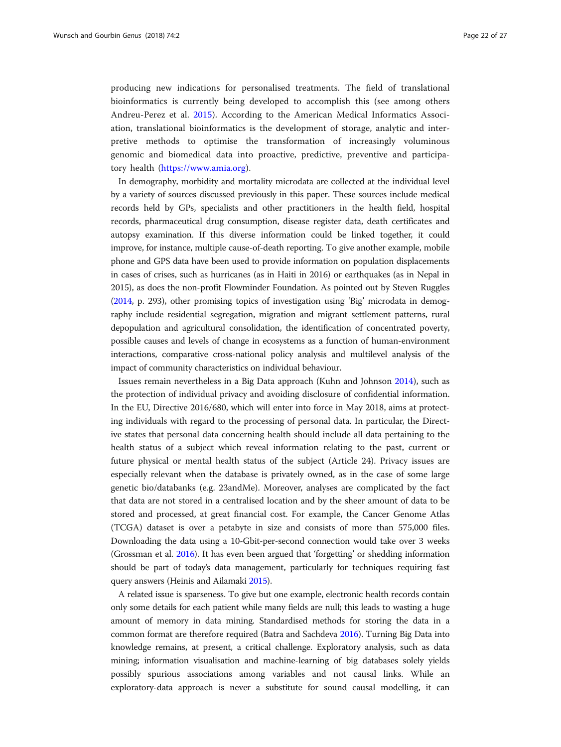producing new indications for personalised treatments. The field of translational bioinformatics is currently being developed to accomplish this (see among others Andreu-Perez et al. 2015). According to the American Medical Informatics Association, translational bioinformatics is the development of storage, analytic and interpretive methods to optimise the transformation of increasingly voluminous genomic and biomedical data into proactive, predictive, preventive and participatory health (https://www.amia.org).

In demography, morbidity and mortality microdata are collected at the individual level by a variety of sources discussed previously in this paper. These sources include medical records held by GPs, specialists and other practitioners in the health field, hospital records, pharmaceutical drug consumption, disease register data, death certificates and autopsy examination. If this diverse information could be linked together, it could improve, for instance, multiple cause-of-death reporting. To give another example, mobile phone and GPS data have been used to provide information on population displacements in cases of crises, such as hurricanes (as in Haiti in 2016) or earthquakes (as in Nepal in 2015), as does the non-profit Flowminder Foundation. As pointed out by Steven Ruggles (2014, p. 293), other promising topics of investigation using 'Big' microdata in demography include residential segregation, migration and migrant settlement patterns, rural depopulation and agricultural consolidation, the identification of concentrated poverty, possible causes and levels of change in ecosystems as a function of human-environment interactions, comparative cross-national policy analysis and multilevel analysis of the impact of community characteristics on individual behaviour.

Issues remain nevertheless in a Big Data approach (Kuhn and Johnson 2014), such as the protection of individual privacy and avoiding disclosure of confidential information. In the EU, Directive 2016/680, which will enter into force in May 2018, aims at protecting individuals with regard to the processing of personal data. In particular, the Directive states that personal data concerning health should include all data pertaining to the health status of a subject which reveal information relating to the past, current or future physical or mental health status of the subject (Article 24). Privacy issues are especially relevant when the database is privately owned, as in the case of some large genetic bio/databanks (e.g. 23andMe). Moreover, analyses are complicated by the fact that data are not stored in a centralised location and by the sheer amount of data to be stored and processed, at great financial cost. For example, the Cancer Genome Atlas (TCGA) dataset is over a petabyte in size and consists of more than 575,000 files. Downloading the data using a 10-Gbit-per-second connection would take over 3 weeks (Grossman et al. 2016). It has even been argued that 'forgetting' or shedding information should be part of today's data management, particularly for techniques requiring fast query answers (Heinis and Ailamaki 2015).

A related issue is sparseness. To give but one example, electronic health records contain only some details for each patient while many fields are null; this leads to wasting a huge amount of memory in data mining. Standardised methods for storing the data in a common format are therefore required (Batra and Sachdeva 2016). Turning Big Data into knowledge remains, at present, a critical challenge. Exploratory analysis, such as data mining; information visualisation and machine-learning of big databases solely yields possibly spurious associations among variables and not causal links. While an exploratory-data approach is never a substitute for sound causal modelling, it can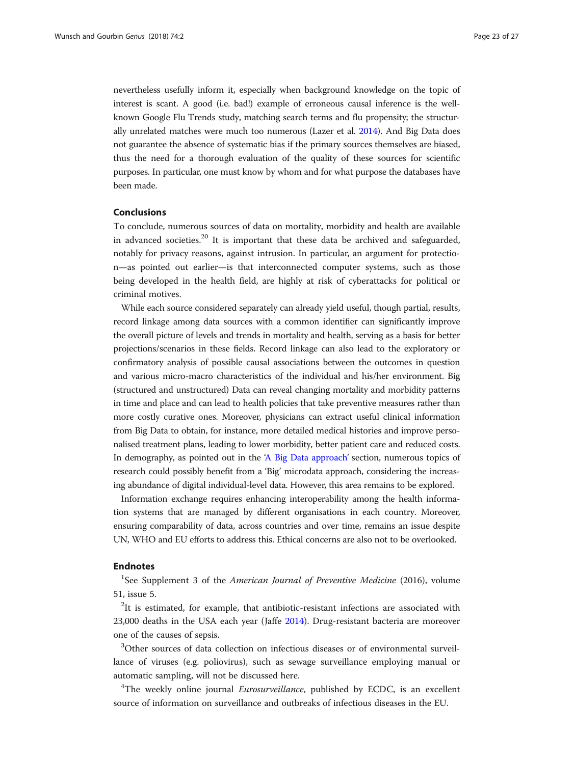nevertheless usefully inform it, especially when background knowledge on the topic of interest is scant. A good (i.e. bad!) example of erroneous causal inference is the well-known Google Flu Trends study, matching search terms and flu propensity; the structurally unrelated matches were much too numerous (Lazer et al. 2014). And Big Data does not guarantee the absence of systematic bias if the primary sources themselves are biased, thus the need for a thorough evaluation of the quality of these sources for scientific purposes. In particular, one must know by whom and for what purpose the databases have been made.

## Conclusions

To conclude, numerous sources of data on mortality, morbidity and health are available in advanced societies.[20] It is important that these data be archived and safeguarded, notably for privacy reasons, against intrusion. In particular, an argument for protection—as pointed out earlier—is that interconnected computer systems, such as those being developed in the health field, are highly at risk of cyberattacks for political or criminal motives.

While each source considered separately can already yield useful, though partial, results, record linkage among data sources with a common identifier can significantly improve the overall picture of levels and trends in mortality and health, serving as a basis for better projections/scenarios in these fields. Record linkage can also lead to the exploratory or confirmatory analysis of possible causal associations between the outcomes in question and various micro-macro characteristics of the individual and his/her environment. Big (structured and unstructured) Data can reveal changing mortality and morbidity patterns in time and place and can lead to health policies that take preventive measures rather than more costly curative ones. Moreover, physicians can extract useful clinical information from Big Data to obtain, for instance, more detailed medical histories and improve personalised treatment plans, leading to lower morbidity, better patient care and reduced costs. In demography, as pointed out in the 'A Big Data approach' section, numerous topics of research could possibly benefit from a 'Big' microdata approach, considering the increasing abundance of digital individual-level data. However, this area remains to be explored.

Information exchange requires enhancing interoperability among the health information systems that are managed by different organisations in each country. Moreover, ensuring comparability of data, across countries and over time, remains an issue despite UN, WHO and EU efforts to address this. Ethical concerns are also not to be overlooked.

## Endnotes

[1]See Supplement 3 of the *American Journal of Preventive Medicine* (2016), volume 51, issue 5.

[2]It is estimated, for example, that antibiotic-resistant infections are associated with 23,000 deaths in the USA each year (Jaffe 2014). Drug-resistant bacteria are moreover one of the causes of sepsis.

[3]Other sources of data collection on infectious diseases or of environmental surveillance of viruses (e.g. poliovirus), such as sewage surveillance employing manual or automatic sampling, will not be discussed here.

[4]The weekly online journal *Eurosurveillance*, published by ECDC, is an excellent source of information on surveillance and outbreaks of infectious diseases in the EU.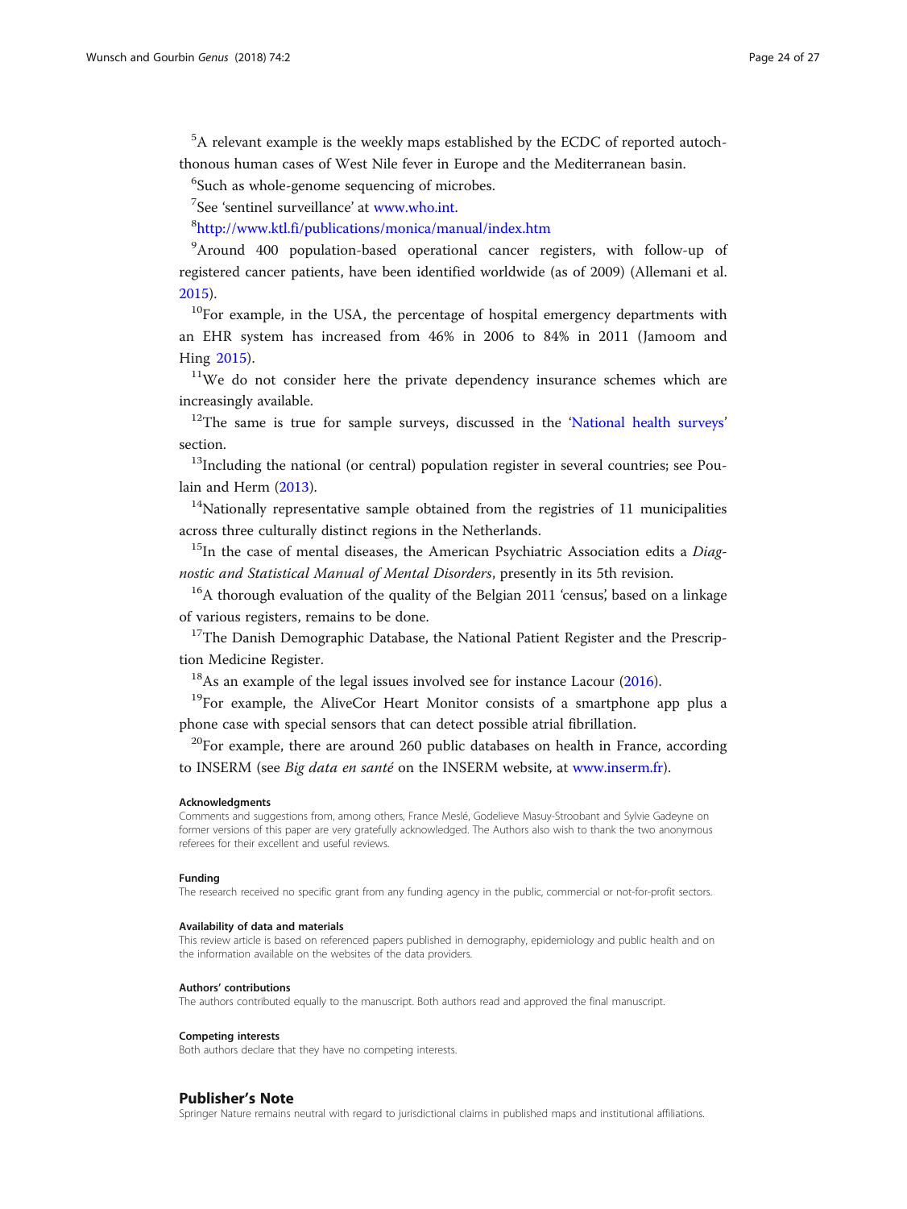[5]A relevant example is the weekly maps established by the ECDC of reported autochthonous human cases of West Nile fever in Europe and the Mediterranean basin.

[6]Such as whole-genome sequencing of microbes.

[7]See 'sentinel surveillance' at www.who.int.

[8]http://www.ktl.fi/publications/monica/manual/index.htm

[9]Around 400 population-based operational cancer registers, with follow-up of registered cancer patients, have been identified worldwide (as of 2009) (Allemani et al. 2015).

[10]For example, in the USA, the percentage of hospital emergency departments with an EHR system has increased from 46% in 2006 to 84% in 2011 (Jamoom and Hing 2015).

[11]We do not consider here the private dependency insurance schemes which are increasingly available.

[12]The same is true for sample surveys, discussed in the 'National health surveys' section.

[13]Including the national (or central) population register in several countries; see Poulain and Herm (2013).

[14]Nationally representative sample obtained from the registries of 11 municipalities across three culturally distinct regions in the Netherlands.

[15]In the case of mental diseases, the American Psychiatric Association edits a *Diagnostic and Statistical Manual of Mental Disorders*, presently in its 5th revision.

[16]A thorough evaluation of the quality of the Belgian 2011 'census', based on a linkage of various registers, remains to be done.

[17]The Danish Demographic Database, the National Patient Register and the Prescription Medicine Register.

[18]As an example of the legal issues involved see for instance Lacour (2016).

[19]For example, the AliveCor Heart Monitor consists of a smartphone app plus a phone case with special sensors that can detect possible atrial fibrillation.

[20]For example, there are around 260 public databases on health in France, according to INSERM (see *Big data en santé* on the INSERM website, at www.inserm.fr).

#### Acknowledgments

Comments and suggestions from, among others, France Meslé, Godelieve Masuy-Stroobant and Sylvie Gadeyne on former versions of this paper are very gratefully acknowledged. The Authors also wish to thank the two anonymous referees for their excellent and useful reviews.

#### Funding

The research received no specific grant from any funding agency in the public, commercial or not-for-profit sectors.

#### Availability of data and materials

This review article is based on referenced papers published in demography, epidemiology and public health and on the information available on the websites of the data providers.

#### Authors' contributions

The authors contributed equally to the manuscript. Both authors read and approved the final manuscript.

#### Competing interests

Both authors declare that they have no competing interests.

## Publisher's Note

Springer Nature remains neutral with regard to jurisdictional claims in published maps and institutional affiliations.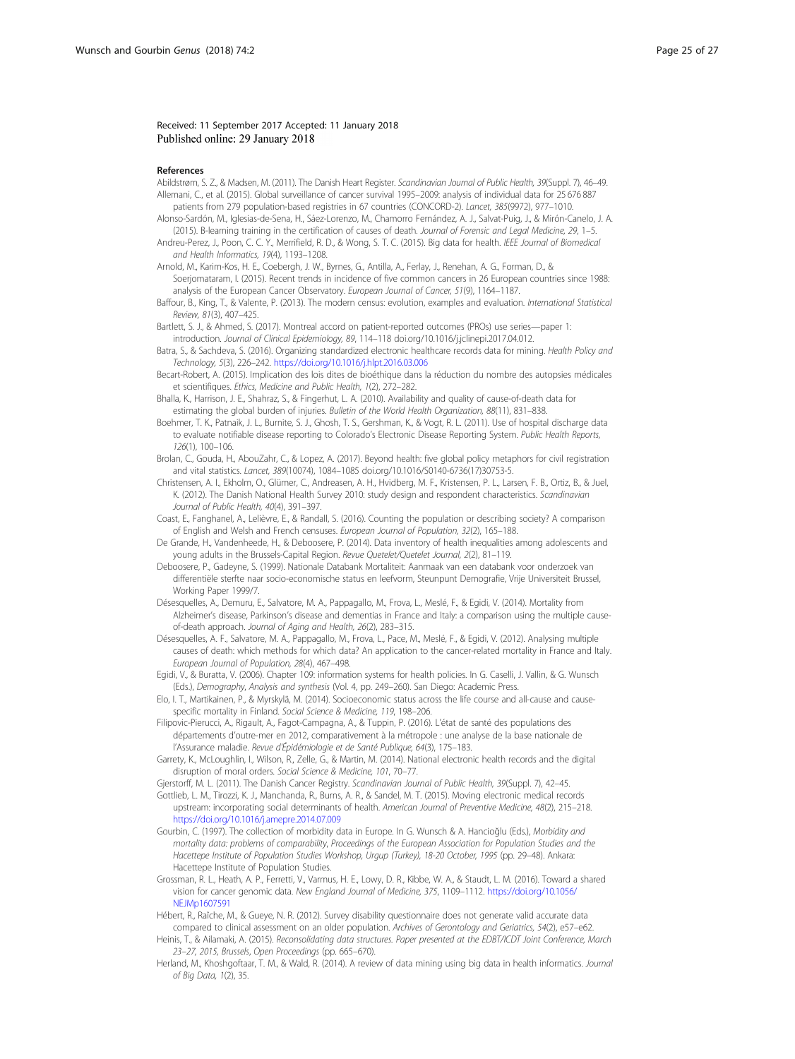Received: 11 September 2017 Accepted: 11 January 2018
Published online: 29 January 2018

### References

Abildstrøm, S. Z., & Madsen, M. (2011). The Danish Heart Register. *Scandinavian Journal of Public Health, 39*(Suppl. 7), 46–49.

Allemani, C., et al. (2015). Global surveillance of cancer survival 1995–2009: analysis of individual data for 25 676 887 patients from 279 population-based registries in 67 countries (CONCORD-2). *Lancet, 385*(9972), 977–1010.

Alonso-Sardón, M., Iglesias-de-Sena, H., Sáez-Lorenzo, M., Chamorro Fernández, A. J., Salvat-Puig, J., & Mirón-Canelo, J. A. (2015). B-learning training in the certification of causes of death. *Journal of Forensic and Legal Medicine, 29*, 1–5.

Andreu-Perez, J., Poon, C. C. Y., Merrifield, R. D., & Wong, S. T. C. (2015). Big data for health. *IEEE Journal of Biomedical and Health Informatics, 19*(4), 1193–1208.

Arnold, M., Karim-Kos, H. E., Coebergh, J. W., Byrnes, G., Antilla, A., Ferlay, J., Renehan, A. G., Forman, D., & Soerjomataram, I. (2015). Recent trends in incidence of five common cancers in 26 European countries since 1988: analysis of the European Cancer Observatory. *European Journal of Cancer, 51*(9), 1164–1187.

Baffour, B., King, T., & Valente, P. (2013). The modern census: evolution, examples and evaluation. *International Statistical Review, 81*(3), 407–425.

Bartlett, S. J., & Ahmed, S. (2017). Montreal accord on patient-reported outcomes (PROs) use series—paper 1: introduction. *Journal of Clinical Epidemiology, 89*, 114–118 doi.org/10.1016/j.jclinepi.2017.04.012.

Batra, S., & Sachdeva, S. (2016). Organizing standardized electronic healthcare records data for mining. *Health Policy and Technology, 5*(3), 226–242. https://doi.org/10.1016/j.hlpt.2016.03.006

Becart-Robert, A. (2015). Implication des lois dites de bioéthique dans la réduction du nombre des autopsies médicales et scientifiques. *Ethics, Medicine and Public Health, 1*(2), 272–282.

Bhalla, K., Harrison, J. E., Shahraz, S., & Fingerhut, L. A. (2010). Availability and quality of cause-of-death data for estimating the global burden of injuries. *Bulletin of the World Health Organization, 88*(11), 831–838.

Boehmer, T. K., Patnaik, J. L., Burnite, S. J., Ghosh, T. S., Gershman, K., & Vogt, R. L. (2011). Use of hospital discharge data to evaluate notifiable disease reporting to Colorado's Electronic Disease Reporting System. *Public Health Reports, 126*(1), 100–106.

Brolan, C., Gouda, H., AbouZahr, C., & Lopez, A. (2017). Beyond health: five global policy metaphors for civil registration and vital statistics. *Lancet, 389*(10074), 1084–1085 doi.org/10.1016/S0140-6736(17)30753-5.

Christensen, A. I., Ekholm, O., Glümer, C., Andreasen, A. H., Hvidberg, M. F., Kristensen, P. L., Larsen, F. B., Ortiz, B., & Juel, K. (2012). The Danish National Health Survey 2010: study design and respondent characteristics. *Scandinavian Journal of Public Health, 40*(4), 391–397.

Coast, E., Fanghanel, A., Lelièvre, E., & Randall, S. (2016). Counting the population or describing society? A comparison of English and Welsh and French censuses. *European Journal of Population, 32*(2), 165–188.

De Grande, H., Vandenheede, H., & Deboosere, P. (2014). Data inventory of health inequalities among adolescents and young adults in the Brussels-Capital Region. *Revue Quetelet/Quetelet Journal, 2*(2), 81–119.

Deboosere, P., Gadeyne, S. (1999). Nationale Databank Mortaliteit: Aanmaak van een databank voor onderzoek van differentiële sterfte naar socio-economische status en leefvorm, Steunpunt Demografie, Vrije Universiteit Brussel, Working Paper 1999/7.

Désesquelles, A., Demuru, E., Salvatore, M. A., Pappagallo, M., Frova, L., Meslé, F., & Egidi, V. (2014). Mortality from Alzheimer's disease, Parkinson's disease and dementias in France and Italy: a comparison using the multiple cause-of-death approach. *Journal of Aging and Health, 26*(2), 283–315.

Désesquelles, A. F., Salvatore, M. A., Pappagallo, M., Frova, L., Pace, M., Meslé, F., & Egidi, V. (2012). Analysing multiple causes of death: which methods for which data? An application to the cancer-related mortality in France and Italy. *European Journal of Population, 28*(4), 467–498.

Egidi, V., & Buratta, V. (2006). Chapter 109: information systems for health policies. In G. Caselli, J. Vallin, & G. Wunsch (Eds.), *Demography, Analysis and synthesis* (Vol. 4, pp. 249–260). San Diego: Academic Press.

Elo, I. T., Martikainen, P., & Myrskylä, M. (2014). Socioeconomic status across the life course and all-cause and cause-specific mortality in Finland. *Social Science & Medicine, 119*, 198–206.

Filipovic-Pierucci, A., Rigault, A., Fagot-Campagna, A., & Tuppin, P. (2016). L'état de santé des populations des départements d'outre-mer en 2012, comparativement à la métropole : une analyse de la base nationale de l'Assurance maladie. *Revue d'Épidémiologie et de Santé Publique, 64*(3), 175–183.

Garrety, K., McLoughlin, I., Wilson, R., Zelle, G., & Martin, M. (2014). National electronic health records and the digital disruption of moral orders. *Social Science & Medicine, 101*, 70–77.

Gjerstorff, M. L. (2011). The Danish Cancer Registry. *Scandinavian Journal of Public Health, 39*(Suppl. 7), 42–45.

Gottlieb, L. M., Tirozzi, K. J., Manchanda, R., Burns, A. R., & Sandel, M. T. (2015). Moving electronic medical records upstream: incorporating social determinants of health. *American Journal of Preventive Medicine, 48*(2), 215–218. https://doi.org/10.1016/j.amepre.2014.07.009

Gourbin, C. (1997). The collection of morbidity data in Europe. In G. Wunsch & A. Hancioğlu (Eds.), *Morbidity and mortality data: problems of comparability, Proceedings of the European Association for Population Studies and the Hacettepe Institute of Population Studies Workshop, Urgup (Turkey), 18-20 October, 1995* (pp. 29–48). Ankara: Hacettepe Institute of Population Studies.

Grossman, R. L., Heath, A. P., Ferretti, V., Varmus, H. E., Lowy, D. R., Kibbe, W. A., & Staudt, L. M. (2016). Toward a shared vision for cancer genomic data. *New England Journal of Medicine, 375*, 1109–1112. https://doi.org/10.1056/NEJMp1607591

Hébert, R., Raîche, M., & Gueye, N. R. (2012). Survey disability questionnaire does not generate valid accurate data compared to clinical assessment on an older population. *Archives of Gerontology and Geriatrics, 54*(2), e57–e62.

Heinis, T., & Ailamaki, A. (2015). *Reconsolidating data structures. Paper presented at the EDBT/ICDT Joint Conference, March 23–27, 2015, Brussels, Open Proceedings* (pp. 665–670).

Herland, M., Khoshgoftaar, T. M., & Wald, R. (2014). A review of data mining using big data in health informatics. *Journal of Big Data, 1*(2), 35.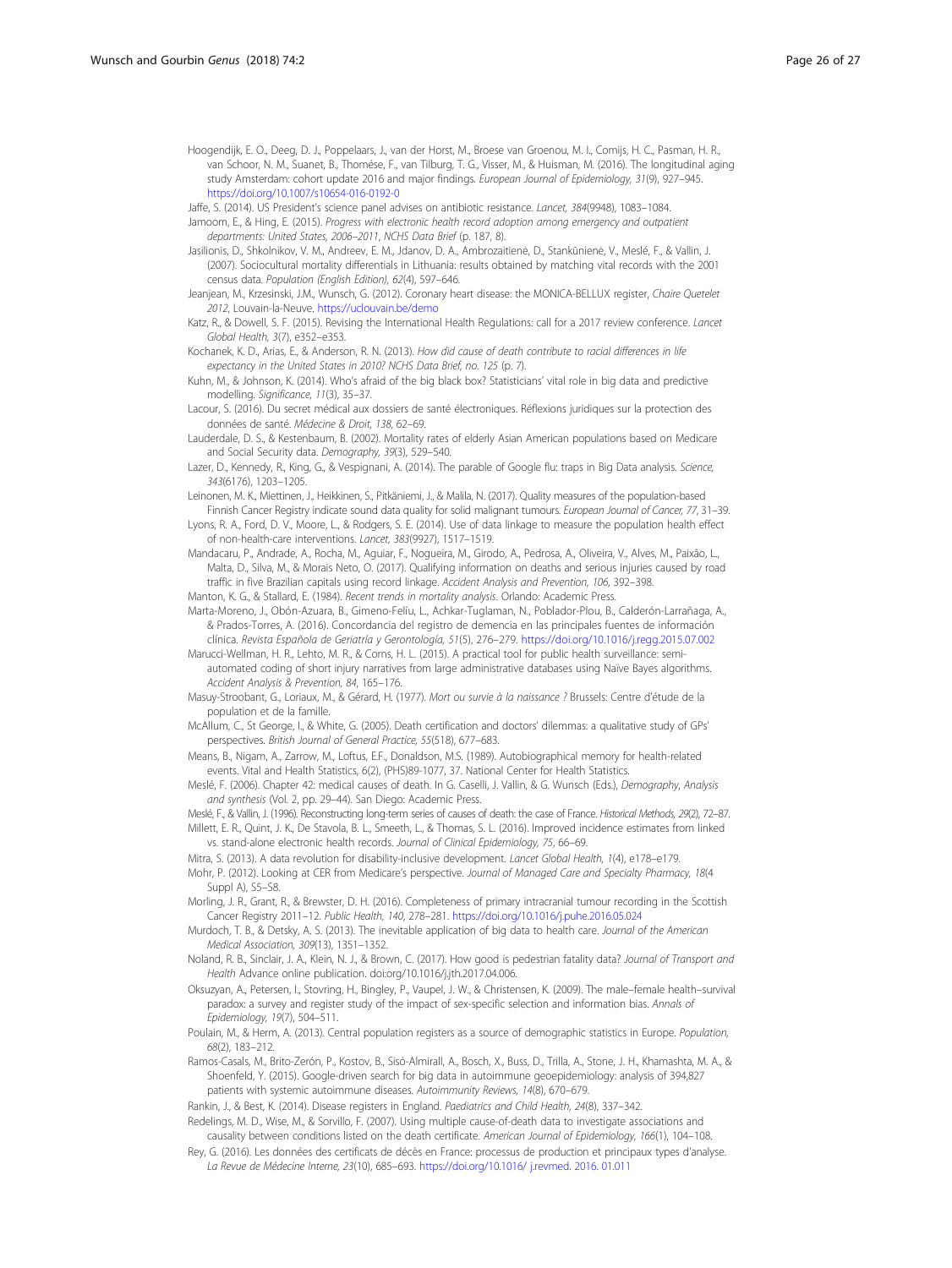Hoogendijk, E. O., Deeg, D. J., Poppelaars, J., van der Horst, M., Broese van Groenou, M. I., Comijs, H. C., Pasman, H. R., van Schoor, N. M., Suanet, B., Thomése, F., van Tilburg, T. G., Visser, M., & Huisman, M. (2016). The longitudinal aging study Amsterdam: cohort update 2016 and major findings. *European Journal of Epidemiology, 31*(9), 927–945. https://doi.org/10.1007/s10654-016-0192-0

Jaffe, S. (2014). US President's science panel advises on antibiotic resistance. *Lancet, 384*(9948), 1083–1084.

Jamoom, E., & Hing, E. (2015). *Progress with electronic health record adoption among emergency and outpatient departments: United States, 2006–2011, NCHS Data Brief* (p. 187, 8).

Jasilionis, D., Shkolnikov, V. M., Andreev, E. M., Jdanov, D. A., Ambrozaitienė, D., Stankūnienė, V., Meslé, F., & Vallin, J. (2007). Sociocultural mortality differentials in Lithuania: results obtained by matching vital records with the 2001 census data. *Population (English Edition), 62*(4), 597–646.

Jeanjean, M., Krzesinski, J.M., Wunsch, G. (2012). Coronary heart disease: the MONICA-BELLUX register, *Chaire Quetelet 2012*, Louvain-la-Neuve. https://uclouvain.be/demo

Katz, R., & Dowell, S. F. (2015). Revising the International Health Regulations: call for a 2017 review conference. *Lancet Global Health, 3*(7), e352–e353.

Kochanek, K. D., Arias, E., & Anderson, R. N. (2013). *How did cause of death contribute to racial differences in life expectancy in the United States in 2010? NCHS Data Brief, no. 125* (p. 7).

Kuhn, M., & Johnson, K. (2014). Who's afraid of the big black box? Statisticians' vital role in big data and predictive modelling. *Significance, 11*(3), 35–37.

Lacour, S. (2016). Du secret médical aux dossiers de santé électroniques. Réflexions juridiques sur la protection des données de santé. *Médecine & Droit, 138*, 62–69.

Lauderdale, D. S., & Kestenbaum, B. (2002). Mortality rates of elderly Asian American populations based on Medicare and Social Security data. *Demography, 39*(3), 529–540.

Lazer, D., Kennedy, R., King, G., & Vespignani, A. (2014). The parable of Google flu: traps in Big Data analysis. *Science, 343*(6176), 1203–1205.

Leinonen, M. K., Miettinen, J., Heikkinen, S., Pitkäniemi, J., & Malila, N. (2017). Quality measures of the population-based Finnish Cancer Registry indicate sound data quality for solid malignant tumours. *European Journal of Cancer, 77*, 31–39.

Lyons, R. A., Ford, D. V., Moore, L., & Rodgers, S. E. (2014). Use of data linkage to measure the population health effect of non-health-care interventions. *Lancet, 383*(9927), 1517–1519.

Mandacaru, P., Andrade, A., Rocha, M., Aguiar, F., Nogueira, M., Girodo, A., Pedrosa, A., Oliveira, V., Alves, M., Paixão, L., Malta, D., Silva, M., & Morais Neto, O. (2017). Qualifying information on deaths and serious injuries caused by road traffic in five Brazilian capitals using record linkage. *Accident Analysis and Prevention, 106*, 392–398.

Manton, K. G., & Stallard, E. (1984). *Recent trends in mortality analysis*. Orlando: Academic Press.

Marta-Moreno, J., Obón-Azuara, B., Gimeno-Felíu, L., Achkar-Tuglaman, N., Poblador-Plou, B., Calderón-Larrañaga, A., & Prados-Torres, A. (2016). Concordancia del registro de demencia en las principales fuentes de información clínica. *Revista Española de Geriatría y Gerontología, 51*(5), 276–279. https://doi.org/10.1016/j.regg.2015.07.002

Marucci-Wellman, H. R., Lehto, M. R., & Corns, H. L. (2015). A practical tool for public health surveillance: semi-automated coding of short injury narratives from large administrative databases using Naïve Bayes algorithms. *Accident Analysis & Prevention, 84*, 165–176.

Masuy-Stroobant, G., Loriaux, M., & Gérard, H. (1977). *Mort ou survie à la naissance ?* Brussels: Centre d'étude de la population et de la famille.

McAllum, C., St George, I., & White, G. (2005). Death certification and doctors' dilemmas: a qualitative study of GPs' perspectives. *British Journal of General Practice, 55*(518), 677–683.

Means, B., Nigam, A., Zarrow, M., Loftus, E.F., Donaldson, M.S. (1989). Autobiographical memory for health-related events. Vital and Health Statistics, 6(2), (PHS)89-1077, 37. National Center for Health Statistics.

Meslé, F. (2006). Chapter 42: medical causes of death. In G. Caselli, J. Vallin, & G. Wunsch (Eds.), *Demography, Analysis and synthesis* (Vol. 2, pp. 29–44). San Diego: Academic Press.

Meslé, F., & Vallin, J. (1996). Reconstructing long-term series of causes of death: the case of France. *Historical Methods, 29*(2), 72–87.

Millett, E. R., Quint, J. K., De Stavola, B. L., Smeeth, L., & Thomas, S. L. (2016). Improved incidence estimates from linked vs. stand-alone electronic health records. *Journal of Clinical Epidemiology, 75*, 66–69.

Mitra, S. (2013). A data revolution for disability-inclusive development. *Lancet Global Health, 1*(4), e178–e179.

Mohr, P. (2012). Looking at CER from Medicare's perspective. *Journal of Managed Care and Specialty Pharmacy, 18*(4 Suppl A), S5–S8.

Morling, J. R., Grant, R., & Brewster, D. H. (2016). Completeness of primary intracranial tumour recording in the Scottish Cancer Registry 2011–12. *Public Health, 140*, 278–281. https://doi.org/10.1016/j.puhe.2016.05.024

Murdoch, T. B., & Detsky, A. S. (2013). The inevitable application of big data to health care. *Journal of the American Medical Association, 309*(13), 1351–1352.

Noland, R. B., Sinclair, J. A., Klein, N. J., & Brown, C. (2017). How good is pedestrian fatality data? *Journal of Transport and Health* Advance online publication. doi:org/10.1016/j.jth.2017.04.006.

Oksuzyan, A., Petersen, I., Stovring, H., Bingley, P., Vaupel, J. W., & Christensen, K. (2009). The male–female health–survival paradox: a survey and register study of the impact of sex-specific selection and information bias. *Annals of Epidemiology, 19*(7), 504–511.

Poulain, M., & Herm, A. (2013). Central population registers as a source of demographic statistics in Europe. *Population, 68*(2), 183–212.

Ramos-Casals, M., Brito-Zerón, P., Kostov, B., Sisó-Almirall, A., Bosch, X., Buss, D., Trilla, A., Stone, J. H., Khamashta, M. A., & Shoenfeld, Y. (2015). Google-driven search for big data in autoimmune geoepidemiology: analysis of 394,827 patients with systemic autoimmune diseases. *Autoimmunity Reviews, 14*(8), 670–679.

Rankin, J., & Best, K. (2014). Disease registers in England. *Paediatrics and Child Health, 24*(8), 337–342.

Redelings, M. D., Wise, M., & Sorvillo, F. (2007). Using multiple cause-of-death data to investigate associations and causality between conditions listed on the death certificate. *American Journal of Epidemiology, 166*(1), 104–108.

Rey, G. (2016). Les données des certificats de décès en France: processus de production et principaux types d'analyse. *La Revue de Médecine Interne, 23*(10), 685–693. https://doi.org/10.1016/ j.revmed. 2016. 01.011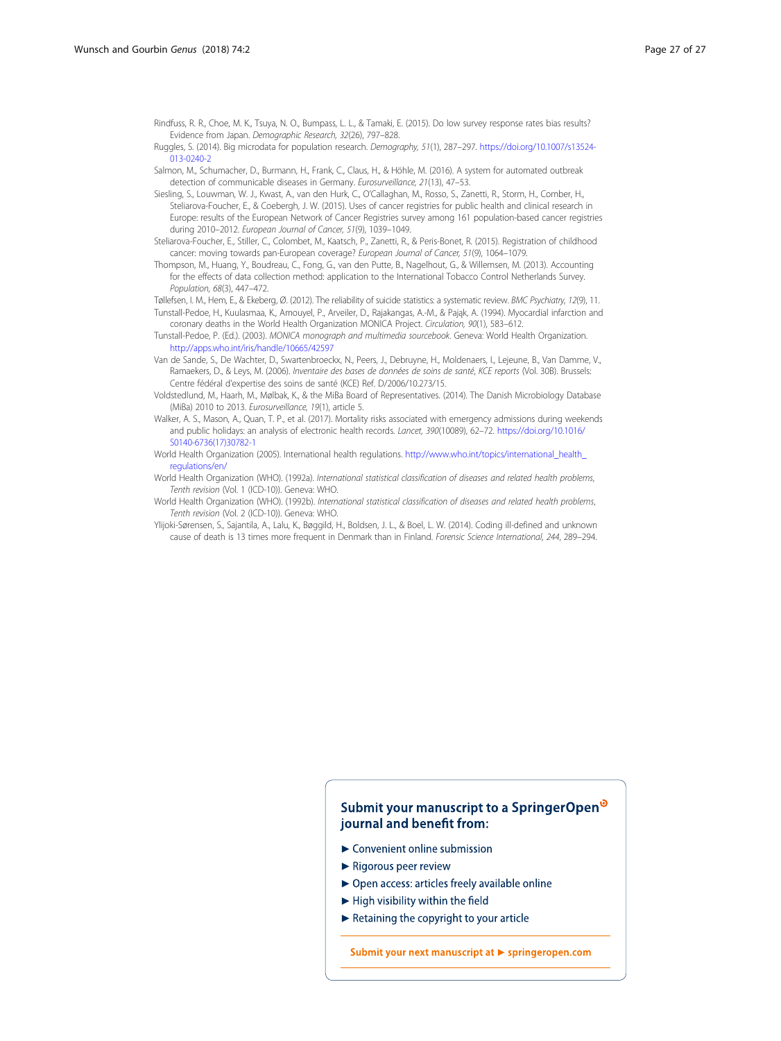Rindfuss, R. R., Choe, M. K., Tsuya, N. O., Bumpass, L. L., & Tamaki, E. (2015). Do low survey response rates bias results? Evidence from Japan. *Demographic Research, 32*(26), 797–828.

Ruggles, S. (2014). Big microdata for population research. *Demography, 51*(1), 287–297. https://doi.org/10.1007/s13524-013-0240-2

Salmon, M., Schumacher, D., Burmann, H., Frank, C., Claus, H., & Höhle, M. (2016). A system for automated outbreak detection of communicable diseases in Germany. *Eurosurveillance, 21*(13), 47–53.

Siesling, S., Louwman, W. J., Kwast, A., van den Hurk, C., O'Callaghan, M., Rosso, S., Zanetti, R., Storm, H., Comber, H., Steliarova-Foucher, E., & Coebergh, J. W. (2015). Uses of cancer registries for public health and clinical research in Europe: results of the European Network of Cancer Registries survey among 161 population-based cancer registries during 2010–2012. *European Journal of Cancer, 51*(9), 1039–1049.

Steliarova-Foucher, E., Stiller, C., Colombet, M., Kaatsch, P., Zanetti, R., & Peris-Bonet, R. (2015). Registration of childhood cancer: moving towards pan-European coverage? *European Journal of Cancer, 51*(9), 1064–1079.

Thompson, M., Huang, Y., Boudreau, C., Fong, G., van den Putte, B., Nagelhout, G., & Willemsen, M. (2013). Accounting for the effects of data collection method: application to the International Tobacco Control Netherlands Survey. *Population, 68*(3), 447–472.

Tøllefsen, I. M., Hem, E., & Ekeberg, Ø. (2012). The reliability of suicide statistics: a systematic review. *BMC Psychiatry, 12*(9), 11.

Tunstall-Pedoe, H., Kuulasmaa, K., Amouyel, P., Arveiler, D., Rajakangas, A.-M., & Pająk, A. (1994). Myocardial infarction and coronary deaths in the World Health Organization MONICA Project. *Circulation, 90*(1), 583–612.

Tunstall-Pedoe, P. (Ed.). (2003). *MONICA monograph and multimedia sourcebook*. Geneva: World Health Organization. http://apps.who.int/iris/handle/10665/42597

Van de Sande, S., De Wachter, D., Swartenbroeckx, N., Peers, J., Debruyne, H., Moldenaers, I., Lejeune, B., Van Damme, V., Ramaekers, D., & Leys, M. (2006). *Inventaire des bases de données de soins de santé*, *KCE reports* (Vol. 30B). Brussels: Centre fédéral d'expertise des soins de santé (KCE) Ref. D/2006/10.273/15.

Voldstedlund, M., Haarh, M., Mølbak, K., & the MiBa Board of Representatives. (2014). The Danish Microbiology Database (MiBa) 2010 to 2013. *Eurosurveillance, 19*(1), article 5.

Walker, A. S., Mason, A., Quan, T. P., et al. (2017). Mortality risks associated with emergency admissions during weekends and public holidays: an analysis of electronic health records. *Lancet, 390*(10089), 62–72. https://doi.org/10.1016/S0140-6736(17)30782-1

World Health Organization (2005). International health regulations. http://www.who.int/topics/international_health_regulations/en/

World Health Organization (WHO). (1992a). *International statistical classification of diseases and related health problems, Tenth revision* (Vol. 1 (ICD-10)). Geneva: WHO.

World Health Organization (WHO). (1992b). *International statistical classification of diseases and related health problems, Tenth revision* (Vol. 2 (ICD-10)). Geneva: WHO.

Ylijoki-Sørensen, S., Sajantila, A., Lalu, K., Bøggild, H., Boldsen, J. L., & Boel, L. W. (2014). Coding ill-defined and unknown cause of death is 13 times more frequent in Denmark than in Finland. *Forensic Science International, 244*, 289–294.

**Submit your manuscript to a SpringerOpen journal and benefit from:**

- ► Convenient online submission
- ► Rigorous peer review
- ► Open access: articles freely available online
- ► High visibility within the field
- ► Retaining the copyright to your article

**Submit your next manuscript at ► springeropen.com**